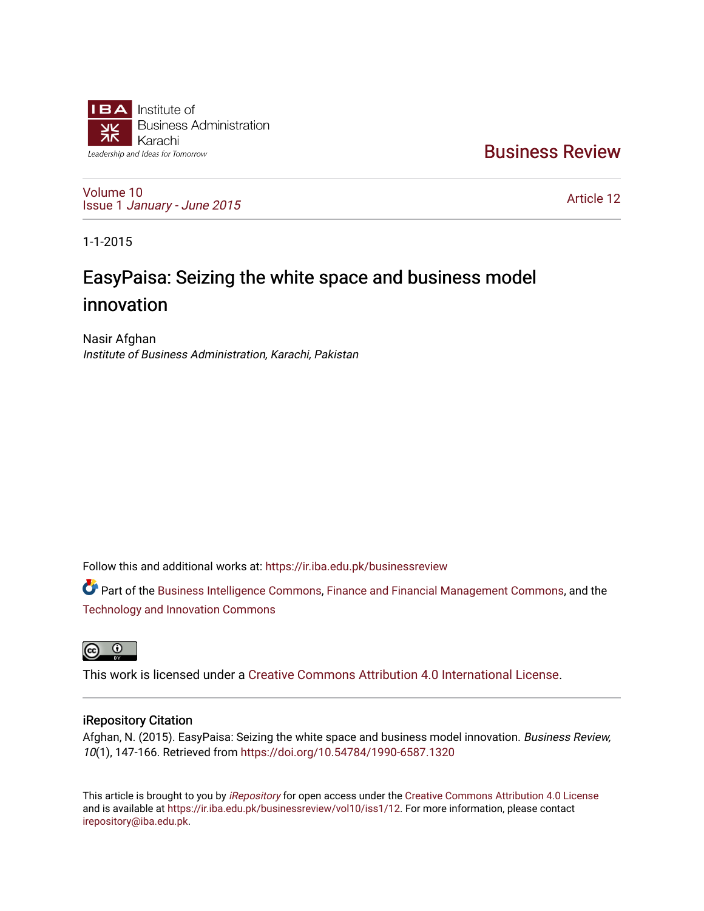Institute of Business Administration Karachi

*Leadership and Ideas for Tomorrow*

Business Review

Volume 10
Issue 1 *January - June 2015*

Article 12

1-1-2015

# EasyPaisa: Seizing the white space and business model innovation

Nasir Afghan
*Institute of Business Administration, Karachi, Pakistan*

Follow this and additional works at: https://ir.iba.edu.pk/businessreview

Part of the Business Intelligence Commons, Finance and Financial Management Commons, and the Technology and Innovation Commons

This work is licensed under a Creative Commons Attribution 4.0 International License.

## iRepository Citation

Afghan, N. (2015). EasyPaisa: Seizing the white space and business model innovation. *Business Review, 10*(1), 147-166. Retrieved from https://doi.org/10.54784/1990-6587.1320

This article is brought to you by *iRepository* for open access under the Creative Commons Attribution 4.0 License and is available at https://ir.iba.edu.pk/businessreview/vol10/iss1/12. For more information, please contact irepository@iba.edu.pk.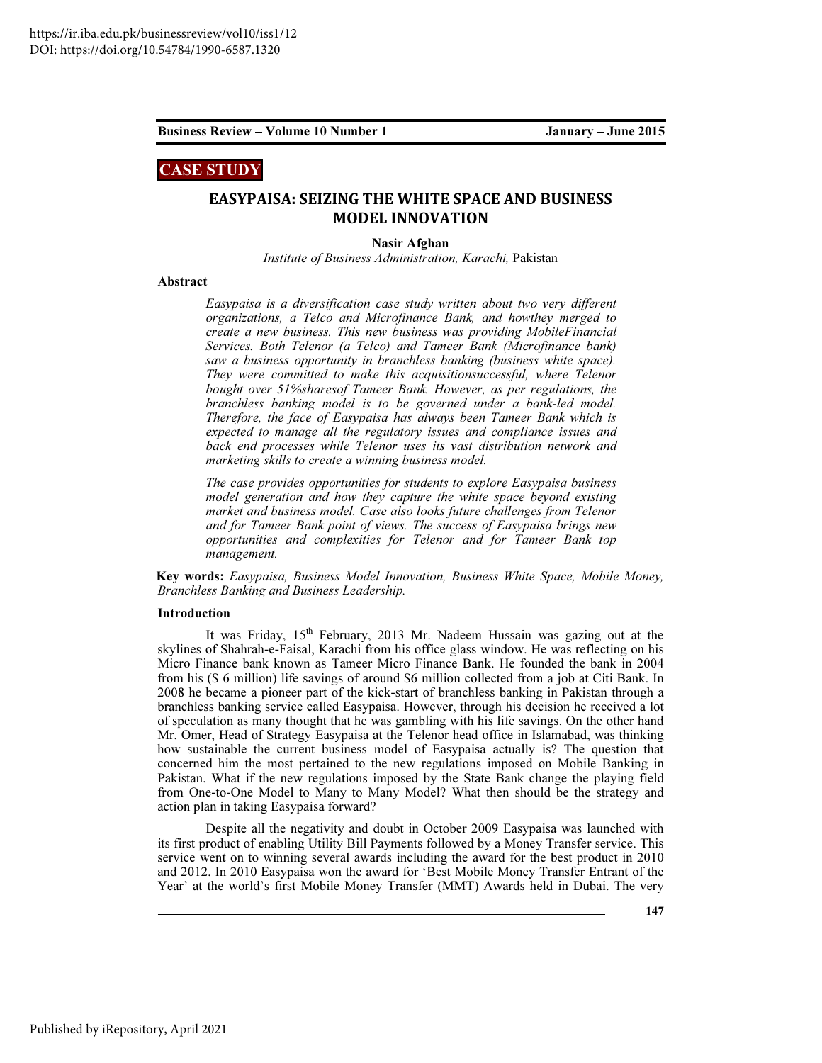## CASE STUDY

# EASYPAISA: SEIZING THE WHITE SPACE AND BUSINESS MODEL INNOVATION

**Nasir Afghan**
*Institute of Business Administration, Karachi,* Pakistan

### Abstract

> *Easypaisa is a diversification case study written about two very different organizations, a Telco and Microfinance Bank, and howthey merged to create a new business. This new business was providing MobileFinancial Services. Both Telenor (a Telco) and Tameer Bank (Microfinance bank) saw a business opportunity in branchless banking (business white space). They were committed to make this acquisitionsuccessful, where Telenor bought over 51%sharesof Tameer Bank. However, as per regulations, the branchless banking model is to be governed under a bank-led model. Therefore, the face of Easypaisa has always been Tameer Bank which is expected to manage all the regulatory issues and compliance issues and back end processes while Telenor uses its vast distribution network and marketing skills to create a winning business model.*
>
> *The case provides opportunities for students to explore Easypaisa business model generation and how they capture the white space beyond existing market and business model. Case also looks future challenges from Telenor and for Tameer Bank point of views. The success of Easypaisa brings new opportunities and complexities for Telenor and for Tameer Bank top management.*

**Key words:** *Easypaisa, Business Model Innovation, Business White Space, Mobile Money, Branchless Banking and Business Leadership.*

### Introduction

It was Friday, 15th February, 2013 Mr. Nadeem Hussain was gazing out at the skylines of Shahrah-e-Faisal, Karachi from his office glass window. He was reflecting on his Micro Finance bank known as Tameer Micro Finance Bank. He founded the bank in 2004 from his ($ 6 million) life savings of around $6 million collected from a job at Citi Bank. In 2008 he became a pioneer part of the kick-start of branchless banking in Pakistan through a branchless banking service called Easypaisa. However, through his decision he received a lot of speculation as many thought that he was gambling with his life savings. On the other hand Mr. Omer, Head of Strategy Easypaisa at the Telenor head office in Islamabad, was thinking how sustainable the current business model of Easypaisa actually is? The question that concerned him the most pertained to the new regulations imposed on Mobile Banking in Pakistan. What if the new regulations imposed by the State Bank change the playing field from One-to-One Model to Many to Many Model? What then should be the strategy and action plan in taking Easypaisa forward?

Despite all the negativity and doubt in October 2009 Easypaisa was launched with its first product of enabling Utility Bill Payments followed by a Money Transfer service. This service went on to winning several awards including the award for the best product in 2010 and 2012. In 2010 Easypaisa won the award for 'Best Mobile Money Transfer Entrant of the Year' at the world's first Mobile Money Transfer (MMT) Awards held in Dubai. The very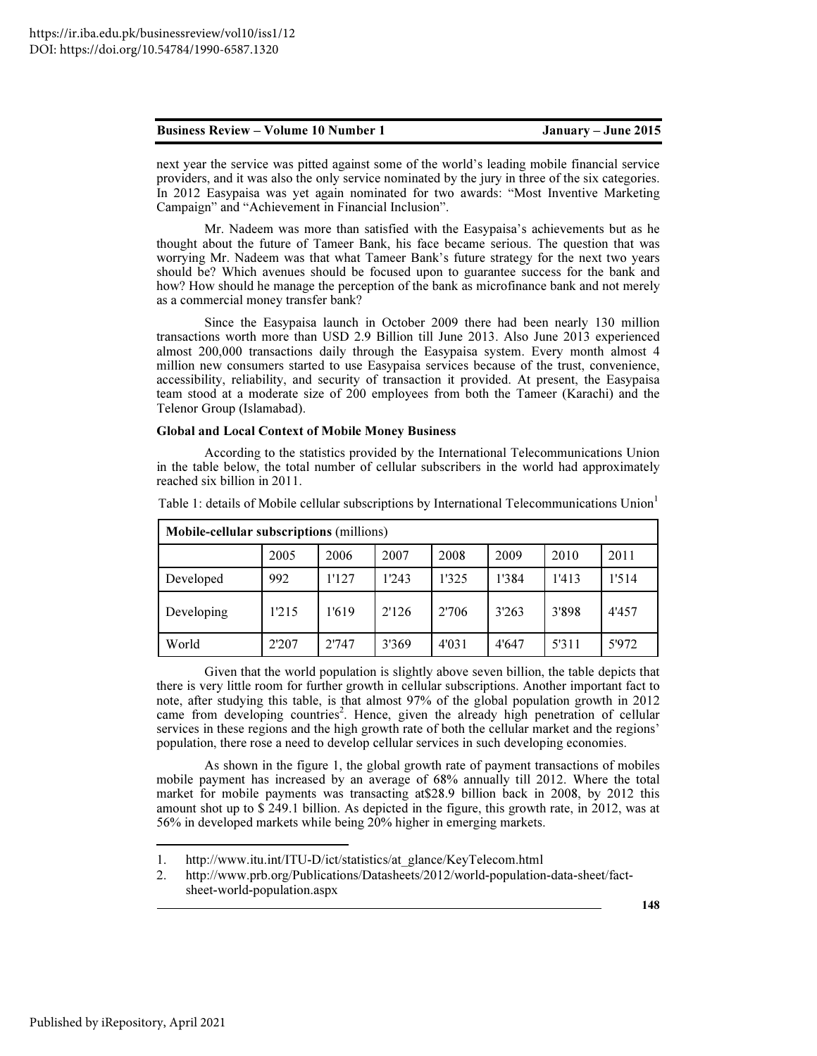next year the service was pitted against some of the world's leading mobile financial service providers, and it was also the only service nominated by the jury in three of the six categories. In 2012 Easypaisa was yet again nominated for two awards: "Most Inventive Marketing Campaign" and "Achievement in Financial Inclusion".

Mr. Nadeem was more than satisfied with the Easypaisa's achievements but as he thought about the future of Tameer Bank, his face became serious. The question that was worrying Mr. Nadeem was that what Tameer Bank's future strategy for the next two years should be? Which avenues should be focused upon to guarantee success for the bank and how? How should he manage the perception of the bank as microfinance bank and not merely as a commercial money transfer bank?

Since the Easypaisa launch in October 2009 there had been nearly 130 million transactions worth more than USD 2.9 Billion till June 2013. Also June 2013 experienced almost 200,000 transactions daily through the Easypaisa system. Every month almost 4 million new consumers started to use Easypaisa services because of the trust, convenience, accessibility, reliability, and security of transaction it provided. At present, the Easypaisa team stood at a moderate size of 200 employees from both the Tameer (Karachi) and the Telenor Group (Islamabad).

**Global and Local Context of Mobile Money Business**

According to the statistics provided by the International Telecommunications Union in the table below, the total number of cellular subscribers in the world had approximately reached six billion in 2011.

Table 1: details of Mobile cellular subscriptions by International Telecommunications Union[1]

| **Mobile-cellular subscriptions** (millions) | | | | | | | |
|---|---|---|---|---|---|---|---|
| | 2005 | 2006 | 2007 | 2008 | 2009 | 2010 | 2011 |
| Developed | 992 | 1'127 | 1'243 | 1'325 | 1'384 | 1'413 | 1'514 |
| Developing | 1'215 | 1'619 | 2'126 | 2'706 | 3'263 | 3'898 | 4'457 |
| World | 2'207 | 2'747 | 3'369 | 4'031 | 4'647 | 5'311 | 5'972 |

Given that the world population is slightly above seven billion, the table depicts that there is very little room for further growth in cellular subscriptions. Another important fact to note, after studying this table, is that almost 97% of the global population growth in 2012 came from developing countries[2]. Hence, given the already high penetration of cellular services in these regions and the high growth rate of both the cellular market and the regions' population, there rose a need to develop cellular services in such developing economies.

As shown in the figure 1, the global growth rate of payment transactions of mobiles mobile payment has increased by an average of 68% annually till 2012. Where the total market for mobile payments was transacting at$28.9 billion back in 2008, by 2012 this amount shot up to $ 249.1 billion. As depicted in the figure, this growth rate, in 2012, was at 56% in developed markets while being 20% higher in emerging markets.

---

1. http://www.itu.int/ITU-D/ict/statistics/at_glance/KeyTelecom.html
2. http://www.prb.org/Publications/Datasheets/2012/world-population-data-sheet/fact-sheet-world-population.aspx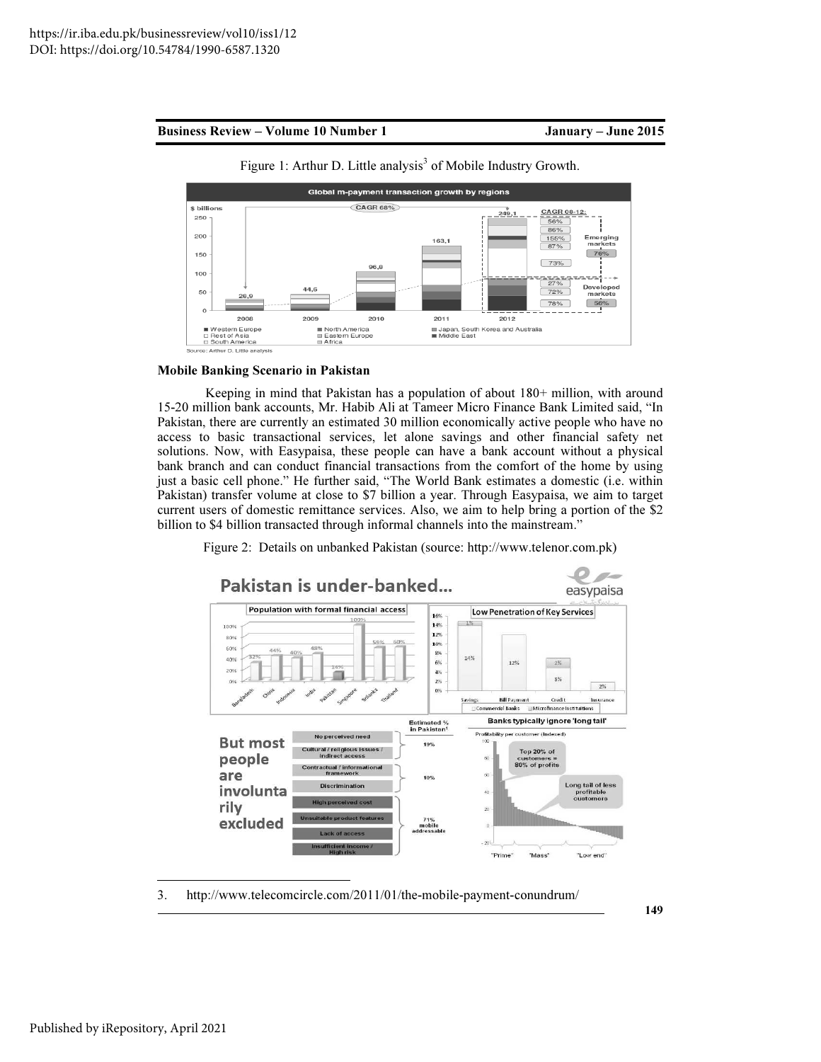Figure 1: Arthur D. Little analysis[3] of Mobile Industry Growth.

### Mobile Banking Scenario in Pakistan

Keeping in mind that Pakistan has a population of about 180+ million, with around 15-20 million bank accounts, Mr. Habib Ali at Tameer Micro Finance Bank Limited said, "In Pakistan, there are currently an estimated 30 million economically active people who have no access to basic transactional services, let alone savings and other financial safety net solutions. Now, with Easypaisa, these people can have a bank account without a physical bank branch and can conduct financial transactions from the comfort of the home by using just a basic cell phone." He further said, "The World Bank estimates a domestic (i.e. within Pakistan) transfer volume at close to $7 billion a year. Through Easypaisa, we aim to target current users of domestic remittance services. Also, we aim to help bring a portion of the $2 billion to $4 billion transacted through informal channels into the mainstream."

Figure 2: Details on unbanked Pakistan (source: http://www.telenor.com.pk)

---

3. http://www.telecomcircle.com/2011/01/the-mobile-payment-conundrum/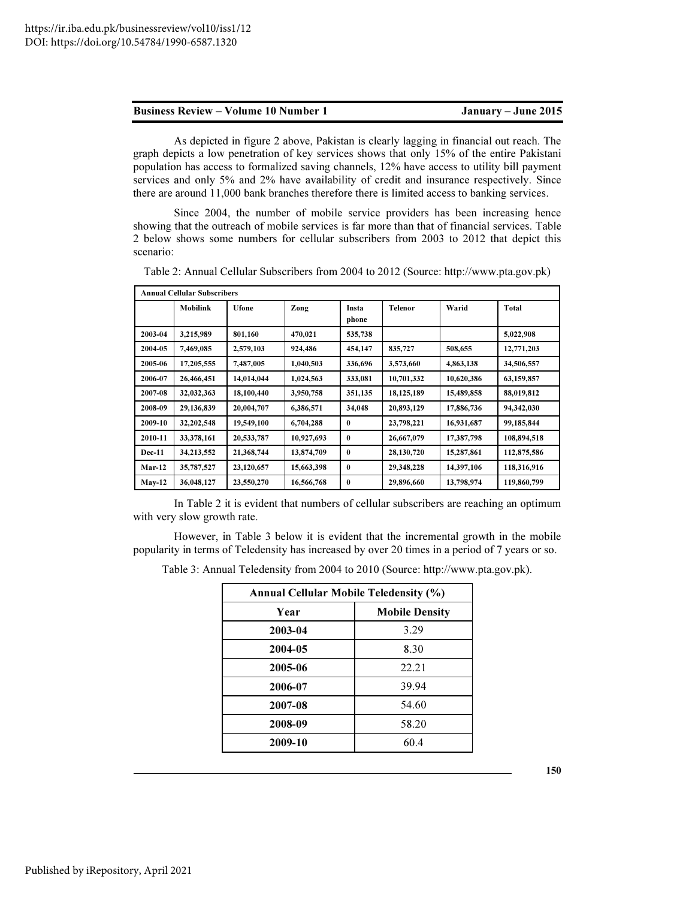As depicted in figure 2 above, Pakistan is clearly lagging in financial out reach. The graph depicts a low penetration of key services shows that only 15% of the entire Pakistani population has access to formalized saving channels, 12% have access to utility bill payment services and only 5% and 2% have availability of credit and insurance respectively. Since there are around 11,000 bank branches therefore there is limited access to banking services.

Since 2004, the number of mobile service providers has been increasing hence showing that the outreach of mobile services is far more than that of financial services. Table 2 below shows some numbers for cellular subscribers from 2003 to 2012 that depict this scenario:

Table 2: Annual Cellular Subscribers from 2004 to 2012 (Source: http://www.pta.gov.pk)

| **Annual Cellular Subscribers** | | | | | | | |
|---|---|---|---|---|---|---|---|
| | **Mobilink** | **Ufone** | **Zong** | **Insta phone** | **Telenor** | **Warid** | **Total** |
| **2003-04** | **3,215,989** | **801,160** | **470,021** | **535,738** | | | **5,022,908** |
| **2004-05** | **7,469,085** | **2,579,103** | **924,486** | **454,147** | **835,727** | **508,655** | **12,771,203** |
| **2005-06** | **17,205,555** | **7,487,005** | **1,040,503** | **336,696** | **3,573,660** | **4,863,138** | **34,506,557** |
| **2006-07** | **26,466,451** | **14,014,044** | **1,024,563** | **333,081** | **10,701,332** | **10,620,386** | **63,159,857** |
| **2007-08** | **32,032,363** | **18,100,440** | **3,950,758** | **351,135** | **18,125,189** | **15,489,858** | **88,019,812** |
| **2008-09** | **29,136,839** | **20,004,707** | **6,386,571** | **34,048** | **20,893,129** | **17,886,736** | **94,342,030** |
| **2009-10** | **32,202,548** | **19,549,100** | **6,704,288** | **0** | **23,798,221** | **16,931,687** | **99,185,844** |
| **2010-11** | **33,378,161** | **20,533,787** | **10,927,693** | **0** | **26,667,079** | **17,387,798** | **108,894,518** |
| **Dec-11** | **34,213,552** | **21,368,744** | **13,874,709** | **0** | **28,130,720** | **15,287,861** | **112,875,586** |
| **Mar-12** | **35,787,527** | **23,120,657** | **15,663,398** | **0** | **29,348,228** | **14,397,106** | **118,316,916** |
| **May-12** | **36,048,127** | **23,550,270** | **16,566,768** | **0** | **29,896,660** | **13,798,974** | **119,860,799** |

In Table 2 it is evident that numbers of cellular subscribers are reaching an optimum with very slow growth rate.

However, in Table 3 below it is evident that the incremental growth in the mobile popularity in terms of Teledensity has increased by over 20 times in a period of 7 years or so.

Table 3: Annual Teledensity from 2004 to 2010 (Source: http://www.pta.gov.pk).

| **Annual Cellular Mobile Teledensity (%)** | |
|---|---|
| **Year** | **Mobile Density** |
| **2003-04** | 3.29 |
| **2004-05** | 8.30 |
| **2005-06** | 22.21 |
| **2006-07** | 39.94 |
| **2007-08** | 54.60 |
| **2008-09** | 58.20 |
| **2009-10** | 60.4 |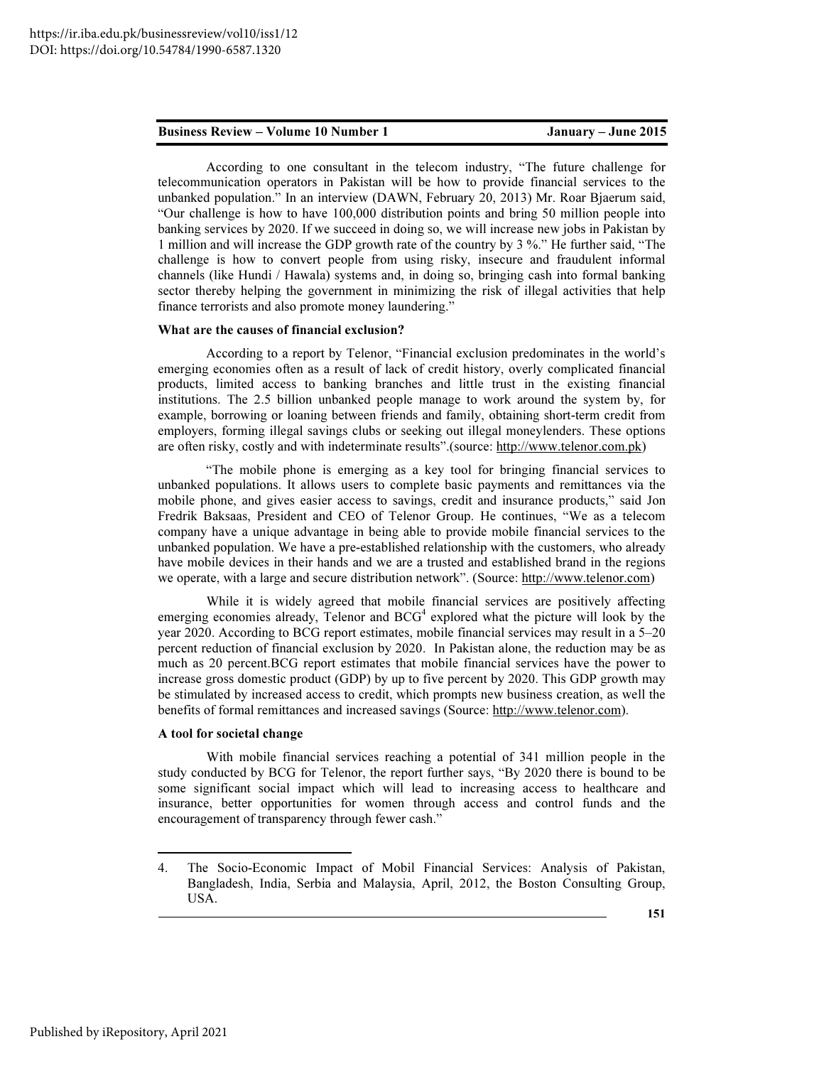According to one consultant in the telecom industry, "The future challenge for telecommunication operators in Pakistan will be how to provide financial services to the unbanked population." In an interview (DAWN, February 20, 2013) Mr. Roar Bjaerum said, "Our challenge is how to have 100,000 distribution points and bring 50 million people into banking services by 2020. If we succeed in doing so, we will increase new jobs in Pakistan by 1 million and will increase the GDP growth rate of the country by 3 %." He further said, "The challenge is how to convert people from using risky, insecure and fraudulent informal channels (like Hundi / Hawala) systems and, in doing so, bringing cash into formal banking sector thereby helping the government in minimizing the risk of illegal activities that help finance terrorists and also promote money laundering."

**What are the causes of financial exclusion?**

According to a report by Telenor, "Financial exclusion predominates in the world's emerging economies often as a result of lack of credit history, overly complicated financial products, limited access to banking branches and little trust in the existing financial institutions. The 2.5 billion unbanked people manage to work around the system by, for example, borrowing or loaning between friends and family, obtaining short-term credit from employers, forming illegal savings clubs or seeking out illegal moneylenders. These options are often risky, costly and with indeterminate results".(source: http://www.telenor.com.pk)

"The mobile phone is emerging as a key tool for bringing financial services to unbanked populations. It allows users to complete basic payments and remittances via the mobile phone, and gives easier access to savings, credit and insurance products," said Jon Fredrik Baksaas, President and CEO of Telenor Group. He continues, "We as a telecom company have a unique advantage in being able to provide mobile financial services to the unbanked population. We have a pre-established relationship with the customers, who already have mobile devices in their hands and we are a trusted and established brand in the regions we operate, with a large and secure distribution network". (Source: http://www.telenor.com)

While it is widely agreed that mobile financial services are positively affecting emerging economies already, Telenor and BCG[4] explored what the picture will look by the year 2020. According to BCG report estimates, mobile financial services may result in a 5–20 percent reduction of financial exclusion by 2020. In Pakistan alone, the reduction may be as much as 20 percent.BCG report estimates that mobile financial services have the power to increase gross domestic product (GDP) by up to five percent by 2020. This GDP growth may be stimulated by increased access to credit, which prompts new business creation, as well the benefits of formal remittances and increased savings (Source: http://www.telenor.com).

**A tool for societal change**

With mobile financial services reaching a potential of 341 million people in the study conducted by BCG for Telenor, the report further says, "By 2020 there is bound to be some significant social impact which will lead to increasing access to healthcare and insurance, better opportunities for women through access and control funds and the encouragement of transparency through fewer cash."

---

4. The Socio-Economic Impact of Mobil Financial Services: Analysis of Pakistan, Bangladesh, India, Serbia and Malaysia, April, 2012, the Boston Consulting Group, USA.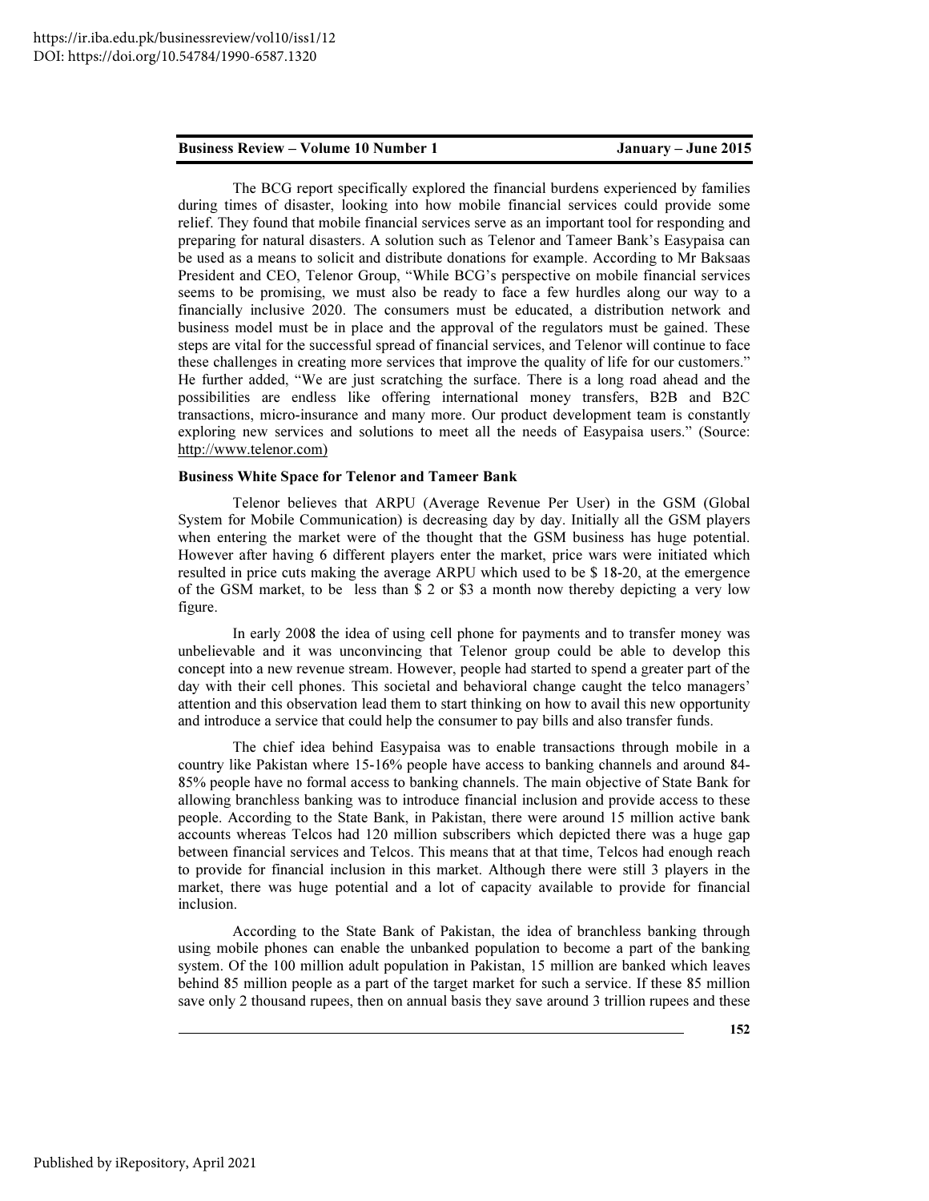The BCG report specifically explored the financial burdens experienced by families during times of disaster, looking into how mobile financial services could provide some relief. They found that mobile financial services serve as an important tool for responding and preparing for natural disasters. A solution such as Telenor and Tameer Bank's Easypaisa can be used as a means to solicit and distribute donations for example. According to Mr Baksaas President and CEO, Telenor Group, "While BCG's perspective on mobile financial services seems to be promising, we must also be ready to face a few hurdles along our way to a financially inclusive 2020. The consumers must be educated, a distribution network and business model must be in place and the approval of the regulators must be gained. These steps are vital for the successful spread of financial services, and Telenor will continue to face these challenges in creating more services that improve the quality of life for our customers." He further added, "We are just scratching the surface. There is a long road ahead and the possibilities are endless like offering international money transfers, B2B and B2C transactions, micro-insurance and many more. Our product development team is constantly exploring new services and solutions to meet all the needs of Easypaisa users." (Source: http://www.telenor.com)

**Business White Space for Telenor and Tameer Bank**

Telenor believes that ARPU (Average Revenue Per User) in the GSM (Global System for Mobile Communication) is decreasing day by day. Initially all the GSM players when entering the market were of the thought that the GSM business has huge potential. However after having 6 different players enter the market, price wars were initiated which resulted in price cuts making the average ARPU which used to be $ 18-20, at the emergence of the GSM market, to be less than $ 2 or $3 a month now thereby depicting a very low figure.

In early 2008 the idea of using cell phone for payments and to transfer money was unbelievable and it was unconvincing that Telenor group could be able to develop this concept into a new revenue stream. However, people had started to spend a greater part of the day with their cell phones. This societal and behavioral change caught the telco managers' attention and this observation lead them to start thinking on how to avail this new opportunity and introduce a service that could help the consumer to pay bills and also transfer funds.

The chief idea behind Easypaisa was to enable transactions through mobile in a country like Pakistan where 15-16% people have access to banking channels and around 84-85% people have no formal access to banking channels. The main objective of State Bank for allowing branchless banking was to introduce financial inclusion and provide access to these people. According to the State Bank, in Pakistan, there were around 15 million active bank accounts whereas Telcos had 120 million subscribers which depicted there was a huge gap between financial services and Telcos. This means that at that time, Telcos had enough reach to provide for financial inclusion in this market. Although there were still 3 players in the market, there was huge potential and a lot of capacity available to provide for financial inclusion.

According to the State Bank of Pakistan, the idea of branchless banking through using mobile phones can enable the unbanked population to become a part of the banking system. Of the 100 million adult population in Pakistan, 15 million are banked which leaves behind 85 million people as a part of the target market for such a service. If these 85 million save only 2 thousand rupees, then on annual basis they save around 3 trillion rupees and these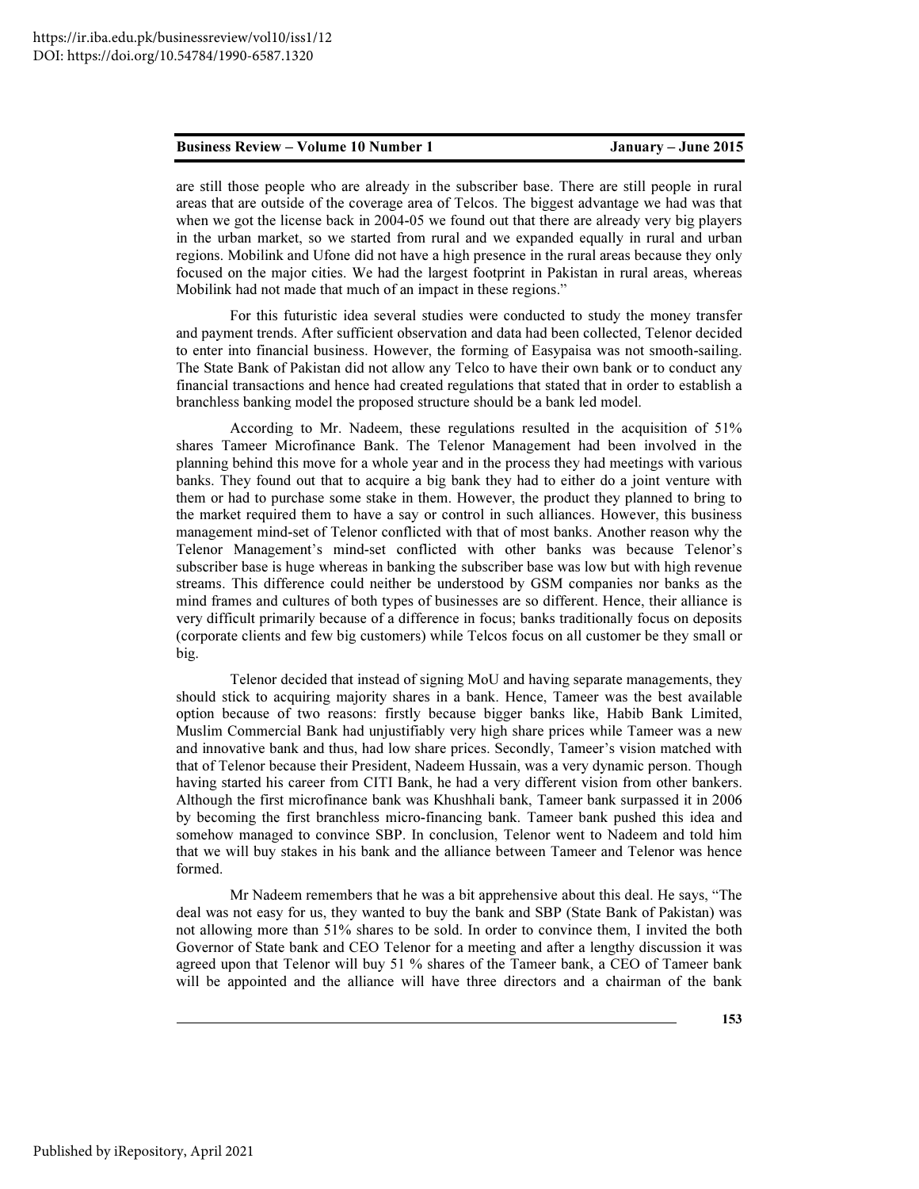are still those people who are already in the subscriber base. There are still people in rural areas that are outside of the coverage area of Telcos. The biggest advantage we had was that when we got the license back in 2004-05 we found out that there are already very big players in the urban market, so we started from rural and we expanded equally in rural and urban regions. Mobilink and Ufone did not have a high presence in the rural areas because they only focused on the major cities. We had the largest footprint in Pakistan in rural areas, whereas Mobilink had not made that much of an impact in these regions."

For this futuristic idea several studies were conducted to study the money transfer and payment trends. After sufficient observation and data had been collected, Telenor decided to enter into financial business. However, the forming of Easypaisa was not smooth-sailing. The State Bank of Pakistan did not allow any Telco to have their own bank or to conduct any financial transactions and hence had created regulations that stated that in order to establish a branchless banking model the proposed structure should be a bank led model.

According to Mr. Nadeem, these regulations resulted in the acquisition of 51% shares Tameer Microfinance Bank. The Telenor Management had been involved in the planning behind this move for a whole year and in the process they had meetings with various banks. They found out that to acquire a big bank they had to either do a joint venture with them or had to purchase some stake in them. However, the product they planned to bring to the market required them to have a say or control in such alliances. However, this business management mind-set of Telenor conflicted with that of most banks. Another reason why the Telenor Management's mind-set conflicted with other banks was because Telenor's subscriber base is huge whereas in banking the subscriber base was low but with high revenue streams. This difference could neither be understood by GSM companies nor banks as the mind frames and cultures of both types of businesses are so different. Hence, their alliance is very difficult primarily because of a difference in focus; banks traditionally focus on deposits (corporate clients and few big customers) while Telcos focus on all customer be they small or big.

Telenor decided that instead of signing MoU and having separate managements, they should stick to acquiring majority shares in a bank. Hence, Tameer was the best available option because of two reasons: firstly because bigger banks like, Habib Bank Limited, Muslim Commercial Bank had unjustifiably very high share prices while Tameer was a new and innovative bank and thus, had low share prices. Secondly, Tameer's vision matched with that of Telenor because their President, Nadeem Hussain, was a very dynamic person. Though having started his career from CITI Bank, he had a very different vision from other bankers. Although the first microfinance bank was Khushhali bank, Tameer bank surpassed it in 2006 by becoming the first branchless micro-financing bank. Tameer bank pushed this idea and somehow managed to convince SBP. In conclusion, Telenor went to Nadeem and told him that we will buy stakes in his bank and the alliance between Tameer and Telenor was hence formed.

Mr Nadeem remembers that he was a bit apprehensive about this deal. He says, "The deal was not easy for us, they wanted to buy the bank and SBP (State Bank of Pakistan) was not allowing more than 51% shares to be sold. In order to convince them, I invited the both Governor of State bank and CEO Telenor for a meeting and after a lengthy discussion it was agreed upon that Telenor will buy 51 % shares of the Tameer bank, a CEO of Tameer bank will be appointed and the alliance will have three directors and a chairman of the bank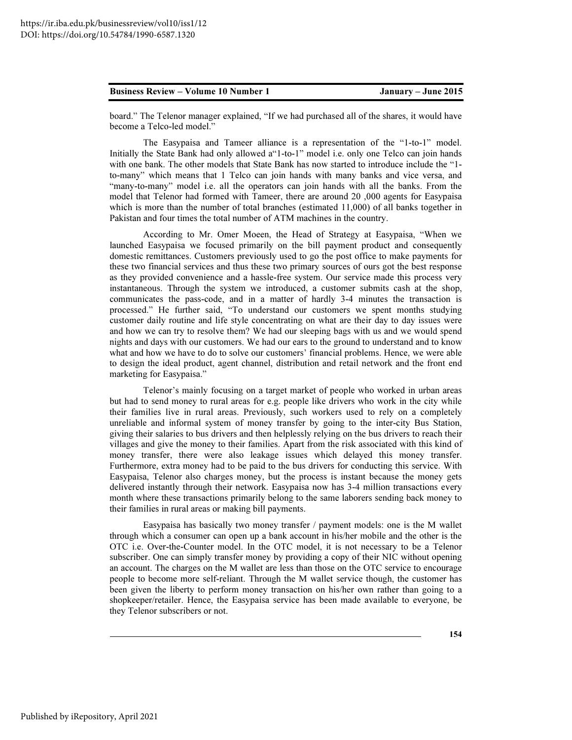board." The Telenor manager explained, "If we had purchased all of the shares, it would have become a Telco-led model."

The Easypaisa and Tameer alliance is a representation of the "1-to-1" model. Initially the State Bank had only allowed a"1-to-1" model i.e. only one Telco can join hands with one bank. The other models that State Bank has now started to introduce include the "1-to-many" which means that 1 Telco can join hands with many banks and vice versa, and "many-to-many" model i.e. all the operators can join hands with all the banks. From the model that Telenor had formed with Tameer, there are around 20 ,000 agents for Easypaisa which is more than the number of total branches (estimated 11,000) of all banks together in Pakistan and four times the total number of ATM machines in the country.

According to Mr. Omer Moeen, the Head of Strategy at Easypaisa, "When we launched Easypaisa we focused primarily on the bill payment product and consequently domestic remittances. Customers previously used to go the post office to make payments for these two financial services and thus these two primary sources of ours got the best response as they provided convenience and a hassle-free system. Our service made this process very instantaneous. Through the system we introduced, a customer submits cash at the shop, communicates the pass-code, and in a matter of hardly 3-4 minutes the transaction is processed." He further said, "To understand our customers we spent months studying customer daily routine and life style concentrating on what are their day to day issues were and how we can try to resolve them? We had our sleeping bags with us and we would spend nights and days with our customers. We had our ears to the ground to understand and to know what and how we have to do to solve our customers' financial problems. Hence, we were able to design the ideal product, agent channel, distribution and retail network and the front end marketing for Easypaisa."

Telenor's mainly focusing on a target market of people who worked in urban areas but had to send money to rural areas for e.g. people like drivers who work in the city while their families live in rural areas. Previously, such workers used to rely on a completely unreliable and informal system of money transfer by going to the inter-city Bus Station, giving their salaries to bus drivers and then helplessly relying on the bus drivers to reach their villages and give the money to their families. Apart from the risk associated with this kind of money transfer, there were also leakage issues which delayed this money transfer. Furthermore, extra money had to be paid to the bus drivers for conducting this service. With Easypaisa, Telenor also charges money, but the process is instant because the money gets delivered instantly through their network. Easypaisa now has 3-4 million transactions every month where these transactions primarily belong to the same laborers sending back money to their families in rural areas or making bill payments.

Easypaisa has basically two money transfer / payment models: one is the M wallet through which a consumer can open up a bank account in his/her mobile and the other is the OTC i.e. Over-the-Counter model. In the OTC model, it is not necessary to be a Telenor subscriber. One can simply transfer money by providing a copy of their NIC without opening an account. The charges on the M wallet are less than those on the OTC service to encourage people to become more self-reliant. Through the M wallet service though, the customer has been given the liberty to perform money transaction on his/her own rather than going to a shopkeeper/retailer. Hence, the Easypaisa service has been made available to everyone, be they Telenor subscribers or not.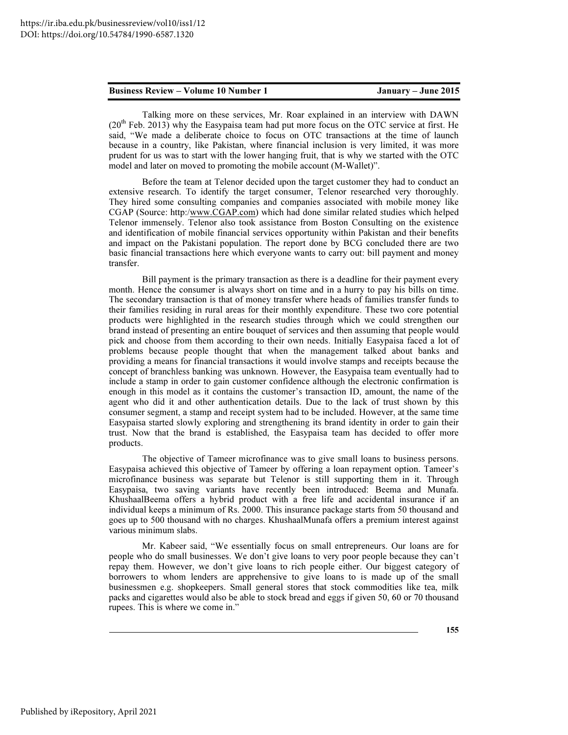Talking more on these services, Mr. Roar explained in an interview with DAWN (20th Feb. 2013) why the Easypaisa team had put more focus on the OTC service at first. He said, "We made a deliberate choice to focus on OTC transactions at the time of launch because in a country, like Pakistan, where financial inclusion is very limited, it was more prudent for us was to start with the lower hanging fruit, that is why we started with the OTC model and later on moved to promoting the mobile account (M-Wallet)".

Before the team at Telenor decided upon the target customer they had to conduct an extensive research. To identify the target consumer, Telenor researched very thoroughly. They hired some consulting companies and companies associated with mobile money like CGAP (Source: http:/www.CGAP.com) which had done similar related studies which helped Telenor immensely. Telenor also took assistance from Boston Consulting on the existence and identification of mobile financial services opportunity within Pakistan and their benefits and impact on the Pakistani population. The report done by BCG concluded there are two basic financial transactions here which everyone wants to carry out: bill payment and money transfer.

Bill payment is the primary transaction as there is a deadline for their payment every month. Hence the consumer is always short on time and in a hurry to pay his bills on time. The secondary transaction is that of money transfer where heads of families transfer funds to their families residing in rural areas for their monthly expenditure. These two core potential products were highlighted in the research studies through which we could strengthen our brand instead of presenting an entire bouquet of services and then assuming that people would pick and choose from them according to their own needs. Initially Easypaisa faced a lot of problems because people thought that when the management talked about banks and providing a means for financial transactions it would involve stamps and receipts because the concept of branchless banking was unknown. However, the Easypaisa team eventually had to include a stamp in order to gain customer confidence although the electronic confirmation is enough in this model as it contains the customer's transaction ID, amount, the name of the agent who did it and other authentication details. Due to the lack of trust shown by this consumer segment, a stamp and receipt system had to be included. However, at the same time Easypaisa started slowly exploring and strengthening its brand identity in order to gain their trust. Now that the brand is established, the Easypaisa team has decided to offer more products.

The objective of Tameer microfinance was to give small loans to business persons. Easypaisa achieved this objective of Tameer by offering a loan repayment option. Tameer's microfinance business was separate but Telenor is still supporting them in it. Through Easypaisa, two saving variants have recently been introduced: Beema and Munafa. KhushaalBeema offers a hybrid product with a free life and accidental insurance if an individual keeps a minimum of Rs. 2000. This insurance package starts from 50 thousand and goes up to 500 thousand with no charges. KhushaalMunafa offers a premium interest against various minimum slabs.

Mr. Kabeer said, "We essentially focus on small entrepreneurs. Our loans are for people who do small businesses. We don't give loans to very poor people because they can't repay them. However, we don't give loans to rich people either. Our biggest category of borrowers to whom lenders are apprehensive to give loans to is made up of the small businessmen e.g. shopkeepers. Small general stores that stock commodities like tea, milk packs and cigarettes would also be able to stock bread and eggs if given 50, 60 or 70 thousand rupees. This is where we come in."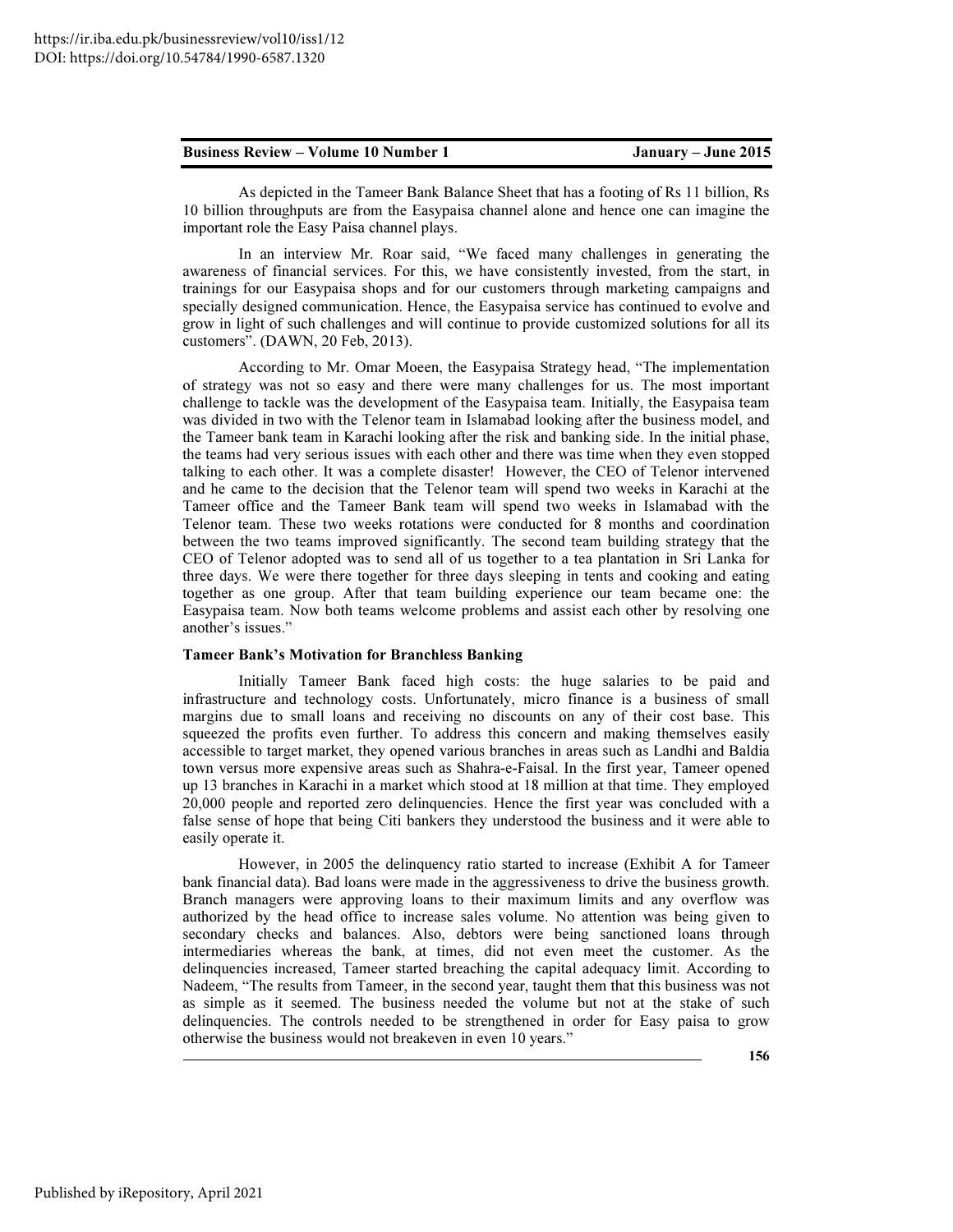As depicted in the Tameer Bank Balance Sheet that has a footing of Rs 11 billion, Rs 10 billion throughputs are from the Easypaisa channel alone and hence one can imagine the important role the Easy Paisa channel plays.

In an interview Mr. Roar said, "We faced many challenges in generating the awareness of financial services. For this, we have consistently invested, from the start, in trainings for our Easypaisa shops and for our customers through marketing campaigns and specially designed communication. Hence, the Easypaisa service has continued to evolve and grow in light of such challenges and will continue to provide customized solutions for all its customers". (DAWN, 20 Feb, 2013).

According to Mr. Omar Moeen, the Easypaisa Strategy head, "The implementation of strategy was not so easy and there were many challenges for us. The most important challenge to tackle was the development of the Easypaisa team. Initially, the Easypaisa team was divided in two with the Telenor team in Islamabad looking after the business model, and the Tameer bank team in Karachi looking after the risk and banking side. In the initial phase, the teams had very serious issues with each other and there was time when they even stopped talking to each other. It was a complete disaster! However, the CEO of Telenor intervened and he came to the decision that the Telenor team will spend two weeks in Karachi at the Tameer office and the Tameer Bank team will spend two weeks in Islamabad with the Telenor team. These two weeks rotations were conducted for 8 months and coordination between the two teams improved significantly. The second team building strategy that the CEO of Telenor adopted was to send all of us together to a tea plantation in Sri Lanka for three days. We were there together for three days sleeping in tents and cooking and eating together as one group. After that team building experience our team became one: the Easypaisa team. Now both teams welcome problems and assist each other by resolving one another's issues."

**Tameer Bank's Motivation for Branchless Banking**

Initially Tameer Bank faced high costs: the huge salaries to be paid and infrastructure and technology costs. Unfortunately, micro finance is a business of small margins due to small loans and receiving no discounts on any of their cost base. This squeezed the profits even further. To address this concern and making themselves easily accessible to target market, they opened various branches in areas such as Landhi and Baldia town versus more expensive areas such as Shahra-e-Faisal. In the first year, Tameer opened up 13 branches in Karachi in a market which stood at 18 million at that time. They employed 20,000 people and reported zero delinquencies. Hence the first year was concluded with a false sense of hope that being Citi bankers they understood the business and it were able to easily operate it.

However, in 2005 the delinquency ratio started to increase (Exhibit A for Tameer bank financial data). Bad loans were made in the aggressiveness to drive the business growth. Branch managers were approving loans to their maximum limits and any overflow was authorized by the head office to increase sales volume. No attention was being given to secondary checks and balances. Also, debtors were being sanctioned loans through intermediaries whereas the bank, at times, did not even meet the customer. As the delinquencies increased, Tameer started breaching the capital adequacy limit. According to Nadeem, "The results from Tameer, in the second year, taught them that this business was not as simple as it seemed. The business needed the volume but not at the stake of such delinquencies. The controls needed to be strengthened in order for Easy paisa to grow otherwise the business would not breakeven in even 10 years."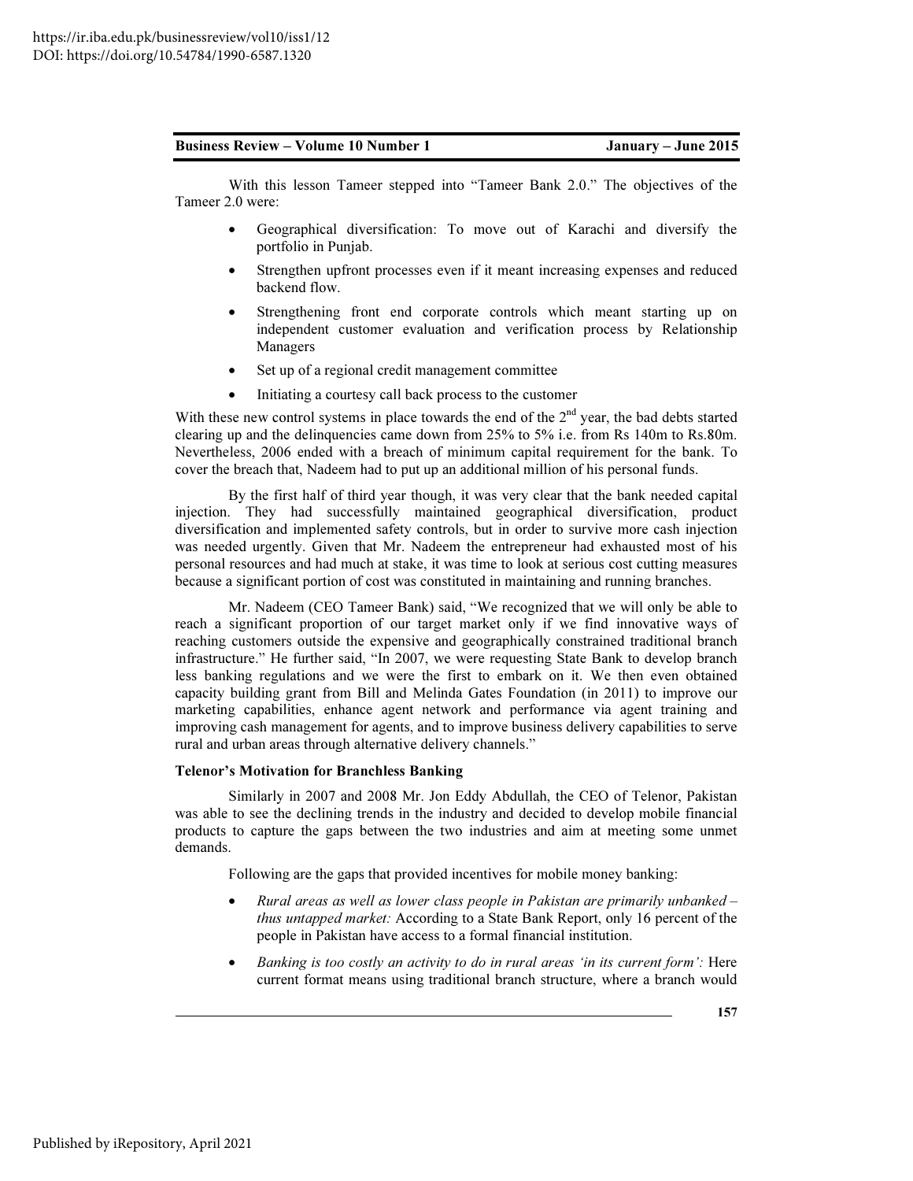With this lesson Tameer stepped into "Tameer Bank 2.0." The objectives of the Tameer 2.0 were:

- Geographical diversification: To move out of Karachi and diversify the portfolio in Punjab.
- Strengthen upfront processes even if it meant increasing expenses and reduced backend flow.
- Strengthening front end corporate controls which meant starting up on independent customer evaluation and verification process by Relationship Managers
- Set up of a regional credit management committee
- Initiating a courtesy call back process to the customer

With these new control systems in place towards the end of the 2nd year, the bad debts started clearing up and the delinquencies came down from 25% to 5% i.e. from Rs 140m to Rs.80m. Nevertheless, 2006 ended with a breach of minimum capital requirement for the bank. To cover the breach that, Nadeem had to put up an additional million of his personal funds.

By the first half of third year though, it was very clear that the bank needed capital injection. They had successfully maintained geographical diversification, product diversification and implemented safety controls, but in order to survive more cash injection was needed urgently. Given that Mr. Nadeem the entrepreneur had exhausted most of his personal resources and had much at stake, it was time to look at serious cost cutting measures because a significant portion of cost was constituted in maintaining and running branches.

Mr. Nadeem (CEO Tameer Bank) said, "We recognized that we will only be able to reach a significant proportion of our target market only if we find innovative ways of reaching customers outside the expensive and geographically constrained traditional branch infrastructure." He further said, "In 2007, we were requesting State Bank to develop branch less banking regulations and we were the first to embark on it. We then even obtained capacity building grant from Bill and Melinda Gates Foundation (in 2011) to improve our marketing capabilities, enhance agent network and performance via agent training and improving cash management for agents, and to improve business delivery capabilities to serve rural and urban areas through alternative delivery channels."

**Telenor's Motivation for Branchless Banking**

Similarly in 2007 and 2008 Mr. Jon Eddy Abdullah, the CEO of Telenor, Pakistan was able to see the declining trends in the industry and decided to develop mobile financial products to capture the gaps between the two industries and aim at meeting some unmet demands.

Following are the gaps that provided incentives for mobile money banking:

- *Rural areas as well as lower class people in Pakistan are primarily unbanked – thus untapped market:* According to a State Bank Report, only 16 percent of the people in Pakistan have access to a formal financial institution.
- *Banking is too costly an activity to do in rural areas 'in its current form':* Here current format means using traditional branch structure, where a branch would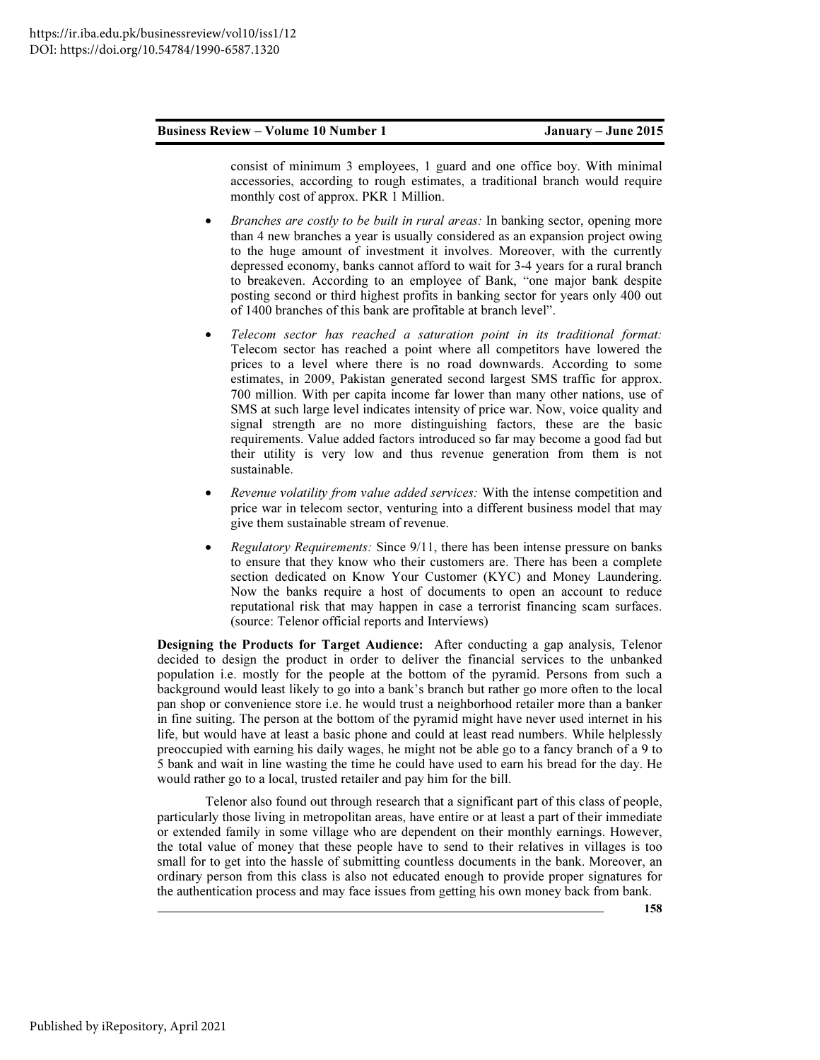consist of minimum 3 employees, 1 guard and one office boy. With minimal accessories, according to rough estimates, a traditional branch would require monthly cost of approx. PKR 1 Million.

- *Branches are costly to be built in rural areas:* In banking sector, opening more than 4 new branches a year is usually considered as an expansion project owing to the huge amount of investment it involves. Moreover, with the currently depressed economy, banks cannot afford to wait for 3-4 years for a rural branch to breakeven. According to an employee of Bank, "one major bank despite posting second or third highest profits in banking sector for years only 400 out of 1400 branches of this bank are profitable at branch level".
- *Telecom sector has reached a saturation point in its traditional format:* Telecom sector has reached a point where all competitors have lowered the prices to a level where there is no road downwards. According to some estimates, in 2009, Pakistan generated second largest SMS traffic for approx. 700 million. With per capita income far lower than many other nations, use of SMS at such large level indicates intensity of price war. Now, voice quality and signal strength are no more distinguishing factors, these are the basic requirements. Value added factors introduced so far may become a good fad but their utility is very low and thus revenue generation from them is not sustainable.
- *Revenue volatility from value added services:* With the intense competition and price war in telecom sector, venturing into a different business model that may give them sustainable stream of revenue.
- *Regulatory Requirements:* Since 9/11, there has been intense pressure on banks to ensure that they know who their customers are. There has been a complete section dedicated on Know Your Customer (KYC) and Money Laundering. Now the banks require a host of documents to open an account to reduce reputational risk that may happen in case a terrorist financing scam surfaces. (source: Telenor official reports and Interviews)

**Designing the Products for Target Audience:** After conducting a gap analysis, Telenor decided to design the product in order to deliver the financial services to the unbanked population i.e. mostly for the people at the bottom of the pyramid. Persons from such a background would least likely to go into a bank's branch but rather go more often to the local pan shop or convenience store i.e. he would trust a neighborhood retailer more than a banker in fine suiting. The person at the bottom of the pyramid might have never used internet in his life, but would have at least a basic phone and could at least read numbers. While helplessly preoccupied with earning his daily wages, he might not be able go to a fancy branch of a 9 to 5 bank and wait in line wasting the time he could have used to earn his bread for the day. He would rather go to a local, trusted retailer and pay him for the bill.

Telenor also found out through research that a significant part of this class of people, particularly those living in metropolitan areas, have entire or at least a part of their immediate or extended family in some village who are dependent on their monthly earnings. However, the total value of money that these people have to send to their relatives in villages is too small for to get into the hassle of submitting countless documents in the bank. Moreover, an ordinary person from this class is also not educated enough to provide proper signatures for the authentication process and may face issues from getting his own money back from bank.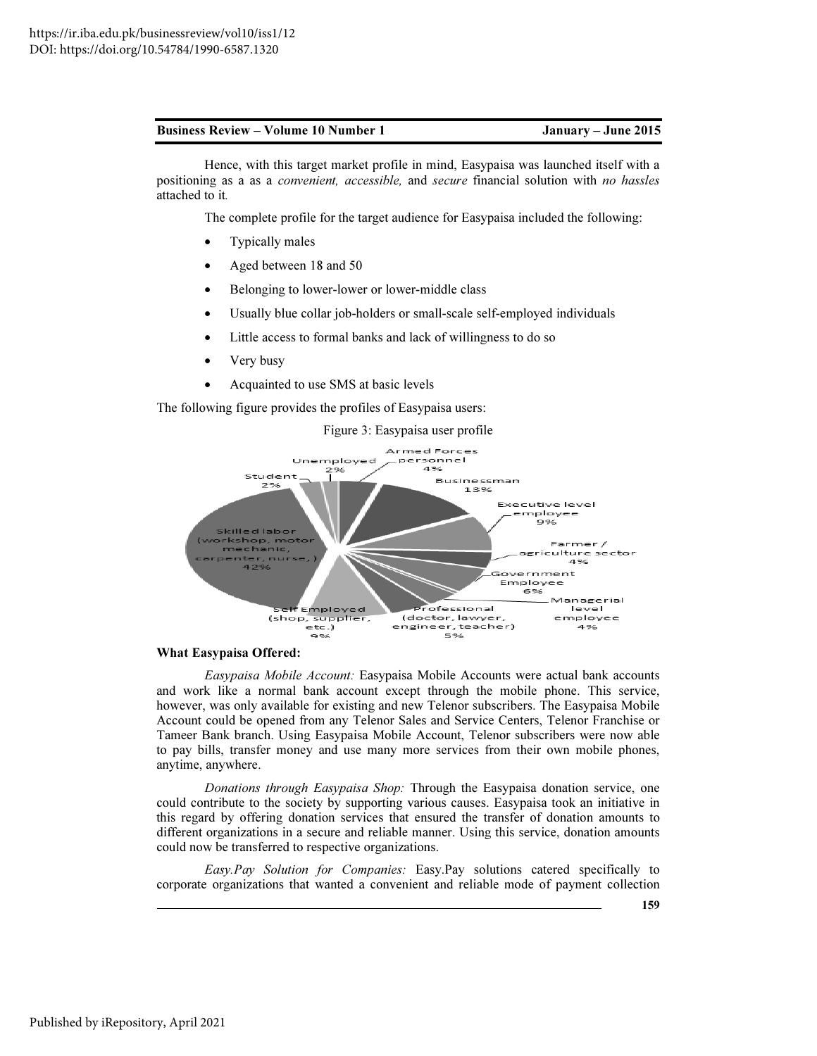Hence, with this target market profile in mind, Easypaisa was launched itself with a positioning as a as a *convenient, accessible,* and *secure* financial solution with *no hassles* attached to it.

The complete profile for the target audience for Easypaisa included the following:

- Typically males
- Aged between 18 and 50
- Belonging to lower-lower or lower-middle class
- Usually blue collar job-holders or small-scale self-employed individuals
- Little access to formal banks and lack of willingness to do so
- Very busy
- Acquainted to use SMS at basic levels

The following figure provides the profiles of Easypaisa users:

Figure 3: Easypaisa user profile

| Category | Share |
|---|---|
| Armed Forces personnel | 4% |
| Businessman | 13% |
| Executive level employee | 9% |
| Farmer / agriculture sector | 4% |
| Government Employee | 6% |
| Managerial level employee | 4% |
| Professional (doctor, lawyer, engineer, teacher) | 5% |
| Self Employed (shop, supplier, etc.) | 9% |
| Skilled labor (workshop, motor mechanic, carpenter, nurse, ) | 42% |
| Student | 2% |
| Unemployed | 2% |

**What Easypaisa Offered:**

*Easypaisa Mobile Account:* Easypaisa Mobile Accounts were actual bank accounts and work like a normal bank account except through the mobile phone. This service, however, was only available for existing and new Telenor subscribers. The Easypaisa Mobile Account could be opened from any Telenor Sales and Service Centers, Telenor Franchise or Tameer Bank branch. Using Easypaisa Mobile Account, Telenor subscribers were now able to pay bills, transfer money and use many more services from their own mobile phones, anytime, anywhere.

*Donations through Easypaisa Shop:* Through the Easypaisa donation service, one could contribute to the society by supporting various causes. Easypaisa took an initiative in this regard by offering donation services that ensured the transfer of donation amounts to different organizations in a secure and reliable manner. Using this service, donation amounts could now be transferred to respective organizations.

*Easy.Pay Solution for Companies:* Easy.Pay solutions catered specifically to corporate organizations that wanted a convenient and reliable mode of payment collection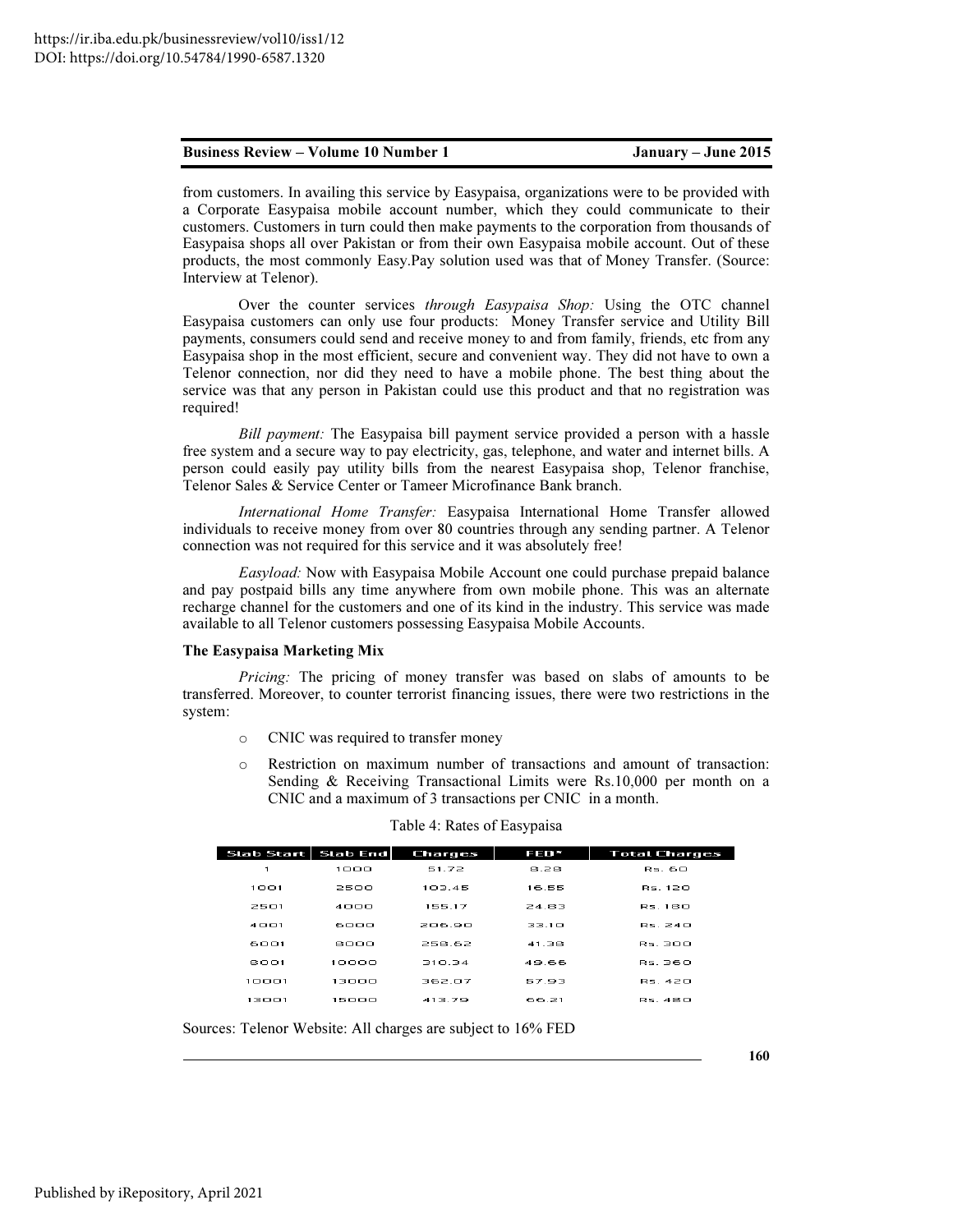from customers. In availing this service by Easypaisa, organizations were to be provided with a Corporate Easypaisa mobile account number, which they could communicate to their customers. Customers in turn could then make payments to the corporation from thousands of Easypaisa shops all over Pakistan or from their own Easypaisa mobile account. Out of these products, the most commonly Easy.Pay solution used was that of Money Transfer. (Source: Interview at Telenor).

Over the counter services *through Easypaisa Shop:* Using the OTC channel Easypaisa customers can only use four products: Money Transfer service and Utility Bill payments, consumers could send and receive money to and from family, friends, etc from any Easypaisa shop in the most efficient, secure and convenient way. They did not have to own a Telenor connection, nor did they need to have a mobile phone. The best thing about the service was that any person in Pakistan could use this product and that no registration was required!

*Bill payment:* The Easypaisa bill payment service provided a person with a hassle free system and a secure way to pay electricity, gas, telephone, and water and internet bills. A person could easily pay utility bills from the nearest Easypaisa shop, Telenor franchise, Telenor Sales & Service Center or Tameer Microfinance Bank branch.

*International Home Transfer:* Easypaisa International Home Transfer allowed individuals to receive money from over 80 countries through any sending partner. A Telenor connection was not required for this service and it was absolutely free!

*Easyload:* Now with Easypaisa Mobile Account one could purchase prepaid balance and pay postpaid bills any time anywhere from own mobile phone. This was an alternate recharge channel for the customers and one of its kind in the industry. This service was made available to all Telenor customers possessing Easypaisa Mobile Accounts.

**The Easypaisa Marketing Mix**

*Pricing:* The pricing of money transfer was based on slabs of amounts to be transferred. Moreover, to counter terrorist financing issues, there were two restrictions in the system:

- CNIC was required to transfer money
- Restriction on maximum number of transactions and amount of transaction: Sending & Receiving Transactional Limits were Rs.10,000 per month on a CNIC and a maximum of 3 transactions per CNIC in a month.

Table 4: Rates of Easypaisa

| Slab Start | Slab End | Charges | FED* | Total Charges |
|---|---|---|---|---|
| 1 | 1000 | 51.72 | 8.28 | Rs. 60 |
| 1001 | 2500 | 103.45 | 16.55 | Rs. 120 |
| 2501 | 4000 | 155.17 | 24.83 | Rs. 180 |
| 4001 | 6000 | 206.90 | 33.10 | Rs. 240 |
| 6001 | 8000 | 258.62 | 41.38 | Rs. 300 |
| 8001 | 10000 | 310.34 | 49.66 | Rs. 360 |
| 10001 | 13000 | 362.07 | 57.93 | Rs. 420 |
| 13001 | 15000 | 413.79 | 66.21 | Rs. 480 |

Sources: Telenor Website: All charges are subject to 16% FED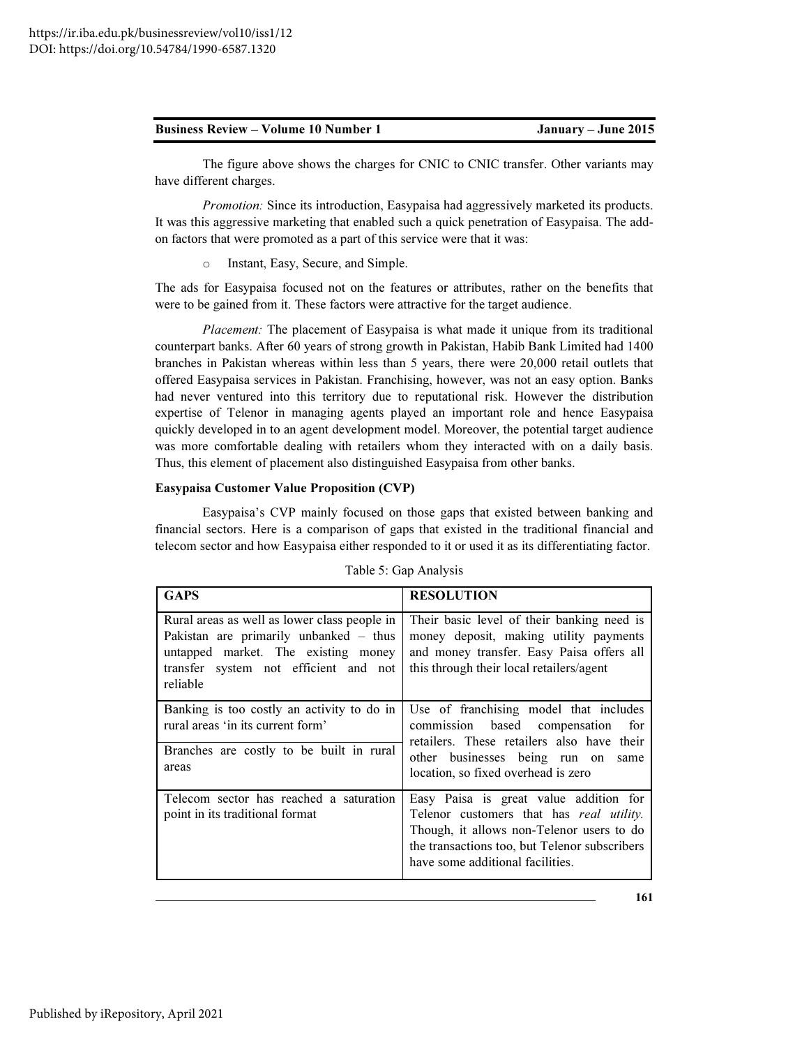The figure above shows the charges for CNIC to CNIC transfer. Other variants may have different charges.

*Promotion:* Since its introduction, Easypaisa had aggressively marketed its products. It was this aggressive marketing that enabled such a quick penetration of Easypaisa. The add-on factors that were promoted as a part of this service were that it was:

- Instant, Easy, Secure, and Simple.

The ads for Easypaisa focused not on the features or attributes, rather on the benefits that were to be gained from it. These factors were attractive for the target audience.

*Placement:* The placement of Easypaisa is what made it unique from its traditional counterpart banks. After 60 years of strong growth in Pakistan, Habib Bank Limited had 1400 branches in Pakistan whereas within less than 5 years, there were 20,000 retail outlets that offered Easypaisa services in Pakistan. Franchising, however, was not an easy option. Banks had never ventured into this territory due to reputational risk. However the distribution expertise of Telenor in managing agents played an important role and hence Easypaisa quickly developed in to an agent development model. Moreover, the potential target audience was more comfortable dealing with retailers whom they interacted with on a daily basis. Thus, this element of placement also distinguished Easypaisa from other banks.

**Easypaisa Customer Value Proposition (CVP)**

Easypaisa's CVP mainly focused on those gaps that existed between banking and financial sectors. Here is a comparison of gaps that existed in the traditional financial and telecom sector and how Easypaisa either responded to it or used it as its differentiating factor.

Table 5: Gap Analysis

| GAPS | RESOLUTION |
|---|---|
| Rural areas as well as lower class people in Pakistan are primarily unbanked – thus untapped market. The existing money transfer system not efficient and not reliable | Their basic level of their banking need is money deposit, making utility payments and money transfer. Easy Paisa offers all this through their local retailers/agent |
| Banking is too costly an activity to do in rural areas 'in its current form'<br><br>Branches are costly to be built in rural areas | Use of franchising model that includes commission based compensation for retailers. These retailers also have their other businesses being run on same location, so fixed overhead is zero |
| Telecom sector has reached a saturation point in its traditional format | Easy Paisa is great value addition for Telenor customers that has *real utility.* Though, it allows non-Telenor users to do the transactions too, but Telenor subscribers have some additional facilities. |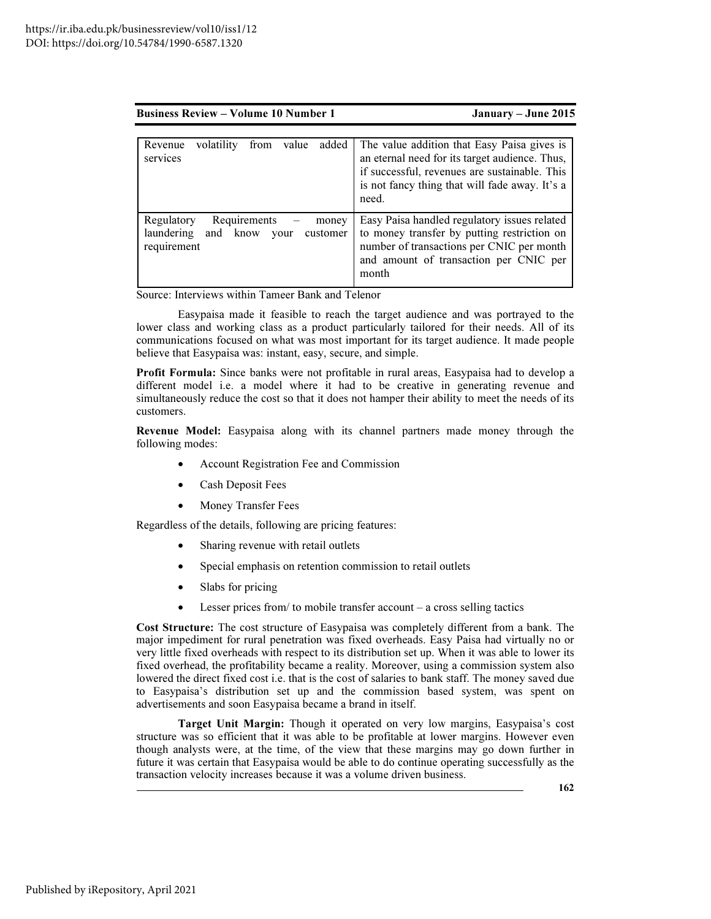| Revenue volatility from value added services | The value addition that Easy Paisa gives is an eternal need for its target audience. Thus, if successful, revenues are sustainable. This is not fancy thing that will fade away. It's a need. |
|---|---|
| Regulatory Requirements – money laundering and know your customer requirement | Easy Paisa handled regulatory issues related to money transfer by putting restriction on number of transactions per CNIC per month and amount of transaction per CNIC per month |

Source: Interviews within Tameer Bank and Telenor

Easypaisa made it feasible to reach the target audience and was portrayed to the lower class and working class as a product particularly tailored for their needs. All of its communications focused on what was most important for its target audience. It made people believe that Easypaisa was: instant, easy, secure, and simple.

**Profit Formula:** Since banks were not profitable in rural areas, Easypaisa had to develop a different model i.e. a model where it had to be creative in generating revenue and simultaneously reduce the cost so that it does not hamper their ability to meet the needs of its customers.

**Revenue Model:** Easypaisa along with its channel partners made money through the following modes:

- Account Registration Fee and Commission
- Cash Deposit Fees
- Money Transfer Fees

Regardless of the details, following are pricing features:

- Sharing revenue with retail outlets
- Special emphasis on retention commission to retail outlets
- Slabs for pricing
- Lesser prices from/ to mobile transfer account – a cross selling tactics

**Cost Structure:** The cost structure of Easypaisa was completely different from a bank. The major impediment for rural penetration was fixed overheads. Easy Paisa had virtually no or very little fixed overheads with respect to its distribution set up. When it was able to lower its fixed overhead, the profitability became a reality. Moreover, using a commission system also lowered the direct fixed cost i.e. that is the cost of salaries to bank staff. The money saved due to Easypaisa's distribution set up and the commission based system, was spent on advertisements and soon Easypaisa became a brand in itself.

**Target Unit Margin:** Though it operated on very low margins, Easypaisa's cost structure was so efficient that it was able to be profitable at lower margins. However even though analysts were, at the time, of the view that these margins may go down further in future it was certain that Easypaisa would be able to do continue operating successfully as the transaction velocity increases because it was a volume driven business.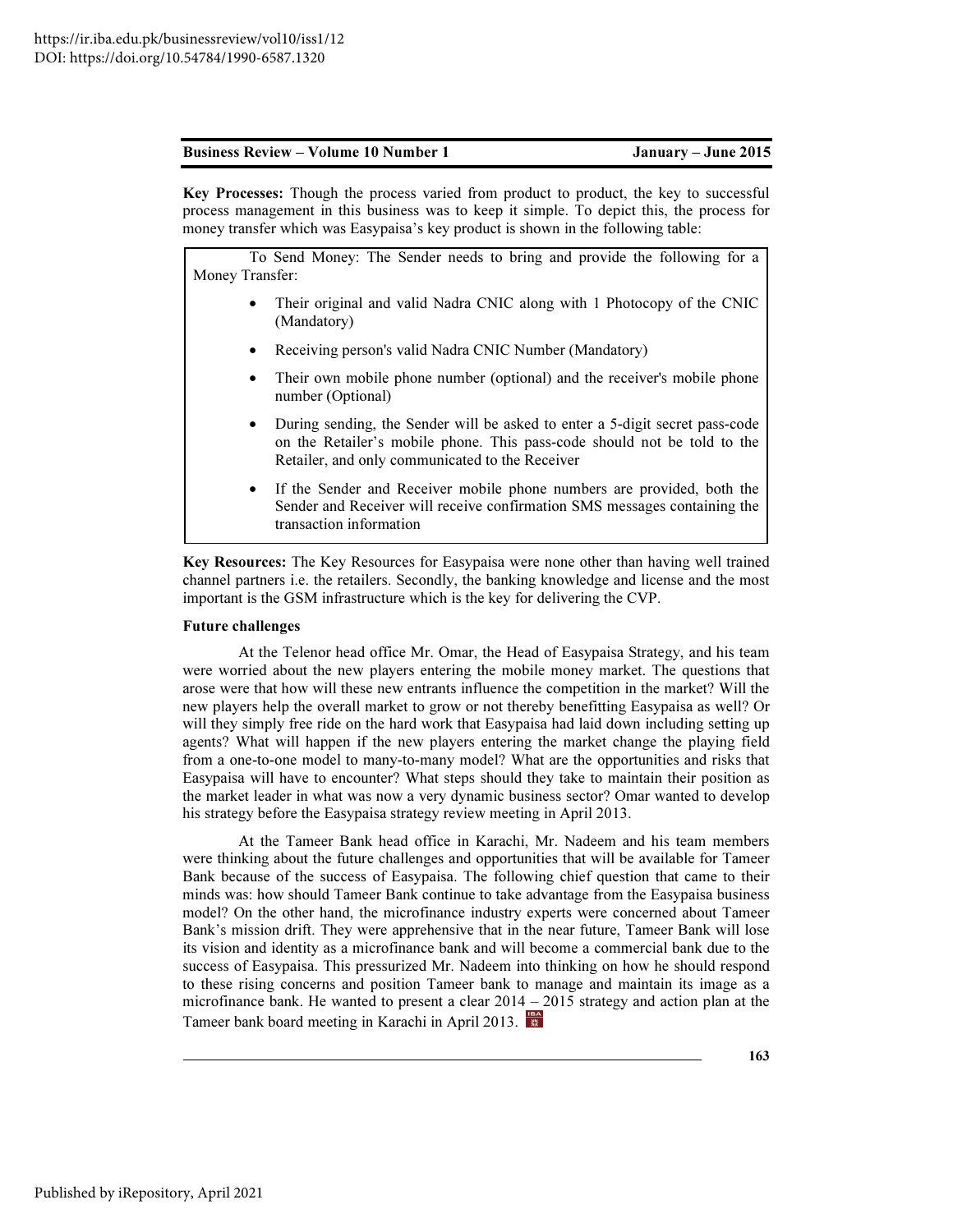**Key Processes:** Though the process varied from product to product, the key to successful process management in this business was to keep it simple. To depict this, the process for money transfer which was Easypaisa's key product is shown in the following table:

> To Send Money: The Sender needs to bring and provide the following for a Money Transfer:
>
> - Their original and valid Nadra CNIC along with 1 Photocopy of the CNIC (Mandatory)
> - Receiving person's valid Nadra CNIC Number (Mandatory)
> - Their own mobile phone number (optional) and the receiver's mobile phone number (Optional)
> - During sending, the Sender will be asked to enter a 5-digit secret pass-code on the Retailer's mobile phone. This pass-code should not be told to the Retailer, and only communicated to the Receiver
> - If the Sender and Receiver mobile phone numbers are provided, both the Sender and Receiver will receive confirmation SMS messages containing the transaction information

**Key Resources:** The Key Resources for Easypaisa were none other than having well trained channel partners i.e. the retailers. Secondly, the banking knowledge and license and the most important is the GSM infrastructure which is the key for delivering the CVP.

**Future challenges**

At the Telenor head office Mr. Omar, the Head of Easypaisa Strategy, and his team were worried about the new players entering the mobile money market. The questions that arose were that how will these new entrants influence the competition in the market? Will the new players help the overall market to grow or not thereby benefitting Easypaisa as well? Or will they simply free ride on the hard work that Easypaisa had laid down including setting up agents? What will happen if the new players entering the market change the playing field from a one-to-one model to many-to-many model? What are the opportunities and risks that Easypaisa will have to encounter? What steps should they take to maintain their position as the market leader in what was now a very dynamic business sector? Omar wanted to develop his strategy before the Easypaisa strategy review meeting in April 2013.

At the Tameer Bank head office in Karachi, Mr. Nadeem and his team members were thinking about the future challenges and opportunities that will be available for Tameer Bank because of the success of Easypaisa. The following chief question that came to their minds was: how should Tameer Bank continue to take advantage from the Easypaisa business model? On the other hand, the microfinance industry experts were concerned about Tameer Bank's mission drift. They were apprehensive that in the near future, Tameer Bank will lose its vision and identity as a microfinance bank and will become a commercial bank due to the success of Easypaisa. This pressurized Mr. Nadeem into thinking on how he should respond to these rising concerns and position Tameer bank to manage and maintain its image as a microfinance bank. He wanted to present a clear 2014 – 2015 strategy and action plan at the Tameer bank board meeting in Karachi in April 2013.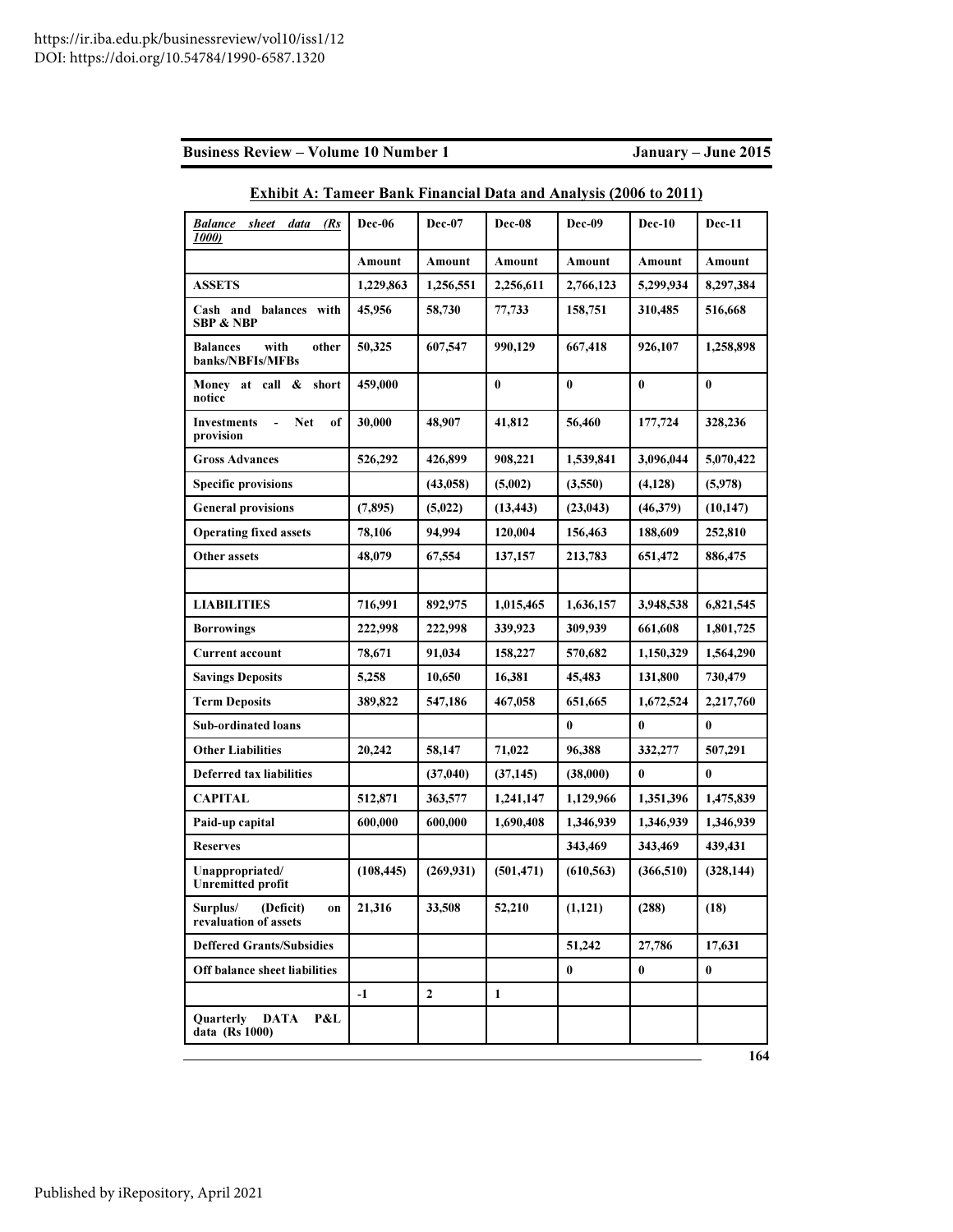**Exhibit A: Tameer Bank Financial Data and Analysis (2006 to 2011)**

| ***Balance sheet data (Rs 1000)*** | **Dec-06** | **Dec-07** | **Dec-08** | **Dec-09** | **Dec-10** | **Dec-11** |
|---|---|---|---|---|---|---|
| | **Amount** | **Amount** | **Amount** | **Amount** | **Amount** | **Amount** |
| **ASSETS** | **1,229,863** | **1,256,551** | **2,256,611** | **2,766,123** | **5,299,934** | **8,297,384** |
| **Cash and balances with SBP & NBP** | **45,956** | **58,730** | **77,733** | **158,751** | **310,485** | **516,668** |
| **Balances with other banks/NBFIs/MFBs** | **50,325** | **607,547** | **990,129** | **667,418** | **926,107** | **1,258,898** |
| **Money at call & short notice** | **459,000** | | **0** | **0** | **0** | **0** |
| **Investments - Net of provision** | **30,000** | **48,907** | **41,812** | **56,460** | **177,724** | **328,236** |
| **Gross Advances** | **526,292** | **426,899** | **908,221** | **1,539,841** | **3,096,044** | **5,070,422** |
| **Specific provisions** | | **(43,058)** | **(5,002)** | **(3,550)** | **(4,128)** | **(5,978)** |
| **General provisions** | **(7,895)** | **(5,022)** | **(13,443)** | **(23,043)** | **(46,379)** | **(10,147)** |
| **Operating fixed assets** | **78,106** | **94,994** | **120,004** | **156,463** | **188,609** | **252,810** |
| **Other assets** | **48,079** | **67,554** | **137,157** | **213,783** | **651,472** | **886,475** |
| | | | | | | |
| **LIABILITIES** | **716,991** | **892,975** | **1,015,465** | **1,636,157** | **3,948,538** | **6,821,545** |
| **Borrowings** | **222,998** | **222,998** | **339,923** | **309,939** | **661,608** | **1,801,725** |
| **Current account** | **78,671** | **91,034** | **158,227** | **570,682** | **1,150,329** | **1,564,290** |
| **Savings Deposits** | **5,258** | **10,650** | **16,381** | **45,483** | **131,800** | **730,479** |
| **Term Deposits** | **389,822** | **547,186** | **467,058** | **651,665** | **1,672,524** | **2,217,760** |
| **Sub-ordinated loans** | | | | **0** | **0** | **0** |
| **Other Liabilities** | **20,242** | **58,147** | **71,022** | **96,388** | **332,277** | **507,291** |
| **Deferred tax liabilities** | | **(37,040)** | **(37,145)** | **(38,000)** | **0** | **0** |
| **CAPITAL** | **512,871** | **363,577** | **1,241,147** | **1,129,966** | **1,351,396** | **1,475,839** |
| **Paid-up capital** | **600,000** | **600,000** | **1,690,408** | **1,346,939** | **1,346,939** | **1,346,939** |
| **Reserves** | | | | **343,469** | **343,469** | **439,431** |
| **Unappropriated/ Unremitted profit** | **(108,445)** | **(269,931)** | **(501,471)** | **(610,563)** | **(366,510)** | **(328,144)** |
| **Surplus/ (Deficit) on revaluation of assets** | **21,316** | **33,508** | **52,210** | **(1,121)** | **(288)** | **(18)** |
| **Deffered Grants/Subsidies** | | | | **51,242** | **27,786** | **17,631** |
| **Off balance sheet liabilities** | | | | **0** | **0** | **0** |
| | **-1** | **2** | **1** | | | |
| **Quarterly DATA P&L data (Rs 1000)** | | | | | | |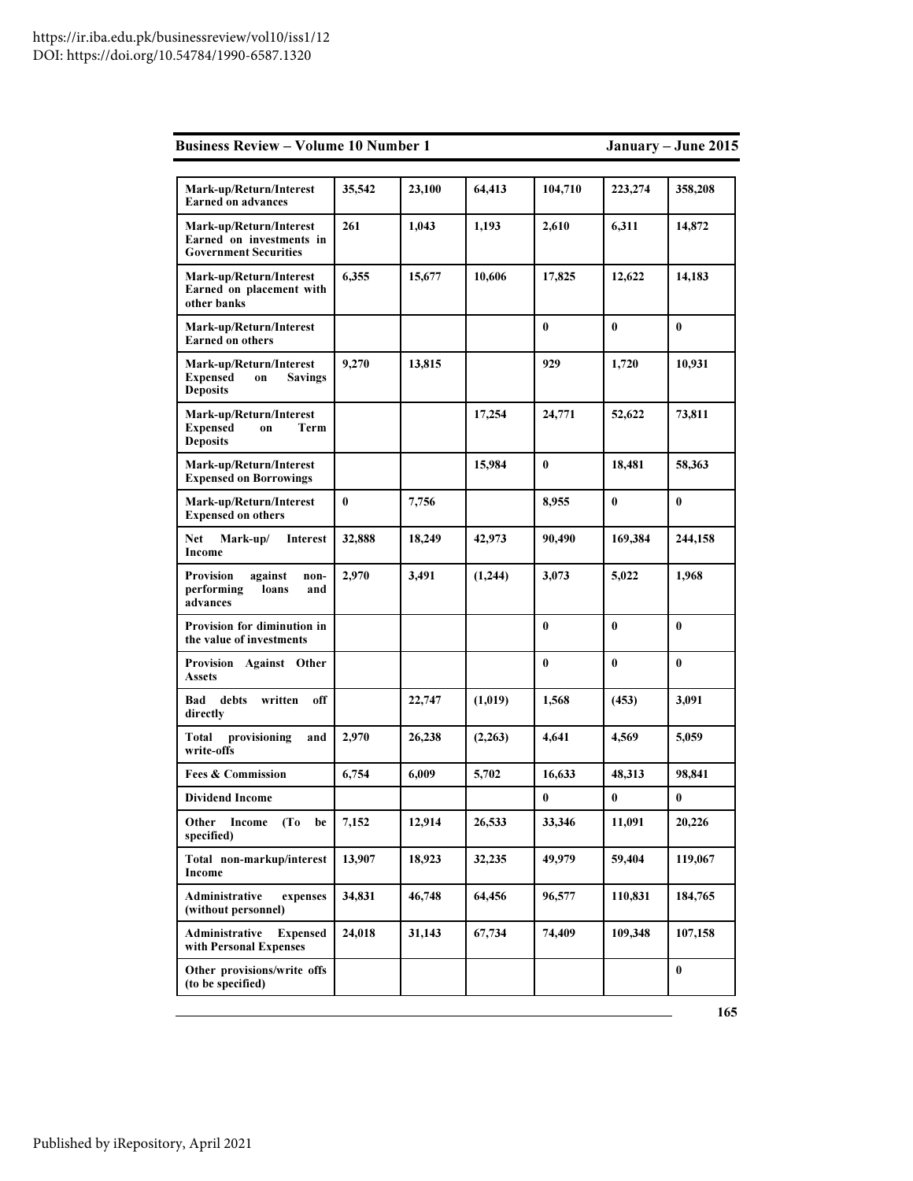| | | | | | | |
|---|---|---|---|---|---|---|
| **Mark-up/Return/Interest Earned on advances** | **35,542** | **23,100** | **64,413** | **104,710** | **223,274** | **358,208** |
| **Mark-up/Return/Interest Earned on investments in Government Securities** | **261** | **1,043** | **1,193** | **2,610** | **6,311** | **14,872** |
| **Mark-up/Return/Interest Earned on placement with other banks** | **6,355** | **15,677** | **10,606** | **17,825** | **12,622** | **14,183** |
| **Mark-up/Return/Interest Earned on others** | | | | **0** | **0** | **0** |
| **Mark-up/Return/Interest Expensed on Savings Deposits** | **9,270** | **13,815** | | **929** | **1,720** | **10,931** |
| **Mark-up/Return/Interest Expensed on Term Deposits** | | | **17,254** | **24,771** | **52,622** | **73,811** |
| **Mark-up/Return/Interest Expensed on Borrowings** | | | **15,984** | **0** | **18,481** | **58,363** |
| **Mark-up/Return/Interest Expensed on others** | **0** | **7,756** | | **8,955** | **0** | **0** |
| **Net Mark-up/ Interest Income** | **32,888** | **18,249** | **42,973** | **90,490** | **169,384** | **244,158** |
| **Provision against non-performing loans and advances** | **2,970** | **3,491** | **(1,244)** | **3,073** | **5,022** | **1,968** |
| **Provision for diminution in the value of investments** | | | | **0** | **0** | **0** |
| **Provision Against Other Assets** | | | | **0** | **0** | **0** |
| **Bad debts written off directly** | | **22,747** | **(1,019)** | **1,568** | **(453)** | **3,091** |
| **Total provisioning and write-offs** | **2,970** | **26,238** | **(2,263)** | **4,641** | **4,569** | **5,059** |
| **Fees & Commission** | **6,754** | **6,009** | **5,702** | **16,633** | **48,313** | **98,841** |
| **Dividend Income** | | | | **0** | **0** | **0** |
| **Other Income (To be specified)** | **7,152** | **12,914** | **26,533** | **33,346** | **11,091** | **20,226** |
| **Total non-markup/interest Income** | **13,907** | **18,923** | **32,235** | **49,979** | **59,404** | **119,067** |
| **Administrative expenses (without personnel)** | **34,831** | **46,748** | **64,456** | **96,577** | **110,831** | **184,765** |
| **Administrative Expensed with Personal Expenses** | **24,018** | **31,143** | **67,734** | **74,409** | **109,348** | **107,158** |
| **Other provisions/write offs (to be specified)** | | | | | | **0** |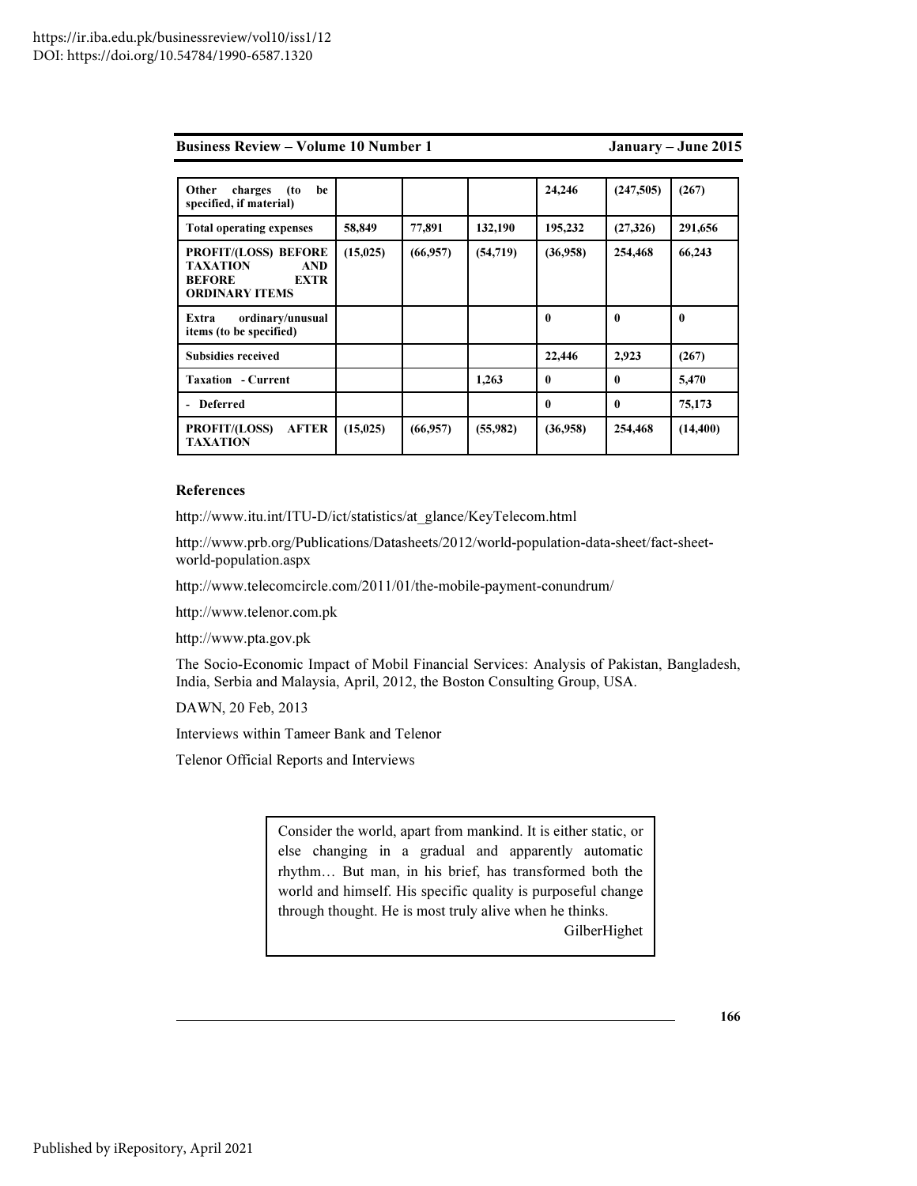| | | | | | | |
|---|---|---|---|---|---|---|
| **Other charges (to be specified, if material)** | | | | **24,246** | **(247,505)** | **(267)** |
| **Total operating expenses** | **58,849** | **77,891** | **132,190** | **195,232** | **(27,326)** | **291,656** |
| **PROFIT/(LOSS) BEFORE TAXATION AND BEFORE EXTR ORDINARY ITEMS** | **(15,025)** | **(66,957)** | **(54,719)** | **(36,958)** | **254,468** | **66,243** |
| **Extra ordinary/unusual items (to be specified)** | | | | **0** | **0** | **0** |
| **Subsidies received** | | | | **22,446** | **2,923** | **(267)** |
| **Taxation - Current** | | | **1,263** | **0** | **0** | **5,470** |
| **- Deferred** | | | | **0** | **0** | **75,173** |
| **PROFIT/(LOSS) AFTER TAXATION** | **(15,025)** | **(66,957)** | **(55,982)** | **(36,958)** | **254,468** | **(14,400)** |

## References

http://www.itu.int/ITU-D/ict/statistics/at_glance/KeyTelecom.html

http://www.prb.org/Publications/Datasheets/2012/world-population-data-sheet/fact-sheet-world-population.aspx

http://www.telecomcircle.com/2011/01/the-mobile-payment-conundrum/

http://www.telenor.com.pk

http://www.pta.gov.pk

The Socio-Economic Impact of Mobil Financial Services: Analysis of Pakistan, Bangladesh, India, Serbia and Malaysia, April, 2012, the Boston Consulting Group, USA.

DAWN, 20 Feb, 2013

Interviews within Tameer Bank and Telenor

Telenor Official Reports and Interviews

> Consider the world, apart from mankind. It is either static, or else changing in a gradual and apparently automatic rhythm… But man, in his brief, has transformed both the world and himself. His specific quality is purposeful change through thought. He is most truly alive when he thinks.
>
> GilberHighet